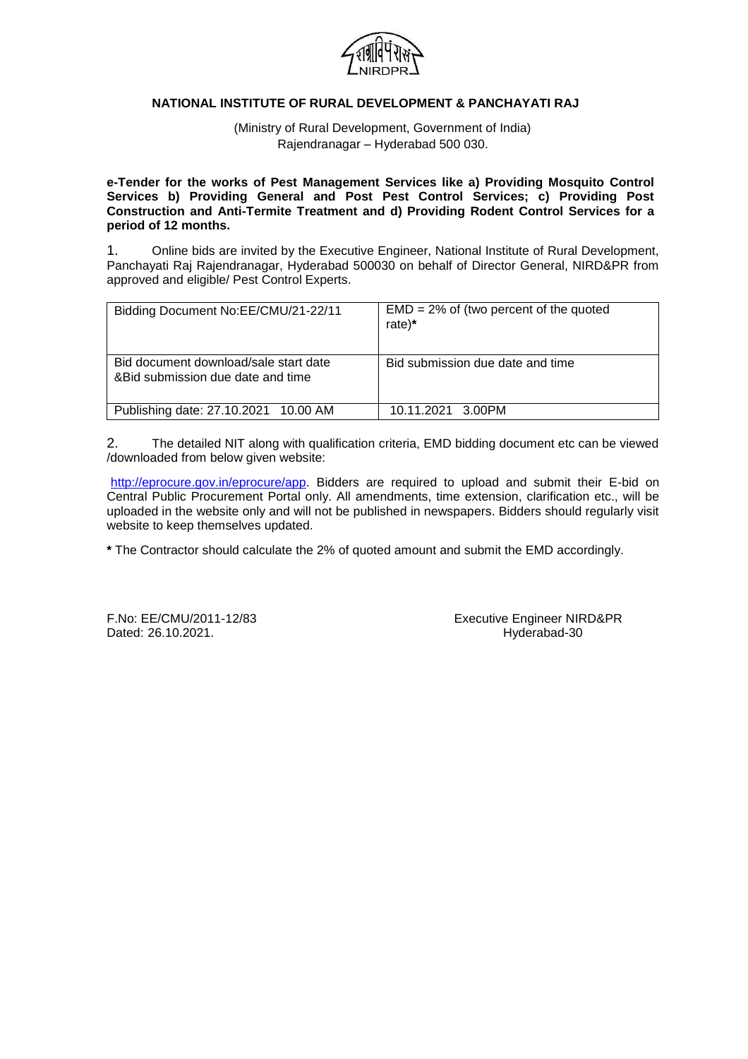## NATIONAL INSTITUTE OF RURAL DEVELOPMENT & PANCHAYATI RAJ

(Ministry of Rural Development, Government of India)
Rajendranagar – Hyderabad 500 030.

**e-Tender for the works of Pest Management Services like a) Providing Mosquito Control Services b) Providing General and Post Pest Control Services; c) Providing Post Construction and Anti-Termite Treatment and d) Providing Rodent Control Services for a period of 12 months.**

1. Online bids are invited by the Executive Engineer, National Institute of Rural Development, Panchayati Raj Rajendranagar, Hyderabad 500030 on behalf of Director General, NIRD&PR from approved and eligible/ Pest Control Experts.

| Bidding Document No:EE/CMU/21-22/11 | EMD = 2% of (two percent of the quoted rate)* |
|---|---|
| Bid document download/sale start date &Bid submission due date and time | Bid submission due date and time |
| Publishing date: 27.10.2021 10.00 AM | 10.11.2021 3.00PM |

2. The detailed NIT along with qualification criteria, EMD bidding document etc can be viewed /downloaded from below given website:

http://eprocure.gov.in/eprocure/app. Bidders are required to upload and submit their E-bid on Central Public Procurement Portal only. All amendments, time extension, clarification etc., will be uploaded in the website only and will not be published in newspapers. Bidders should regularly visit website to keep themselves updated.

**\*** The Contractor should calculate the 2% of quoted amount and submit the EMD accordingly.

F.No: EE/CMU/2011-12/83
Dated: 26.10.2021.

Executive Engineer NIRD&PR
Hyderabad-30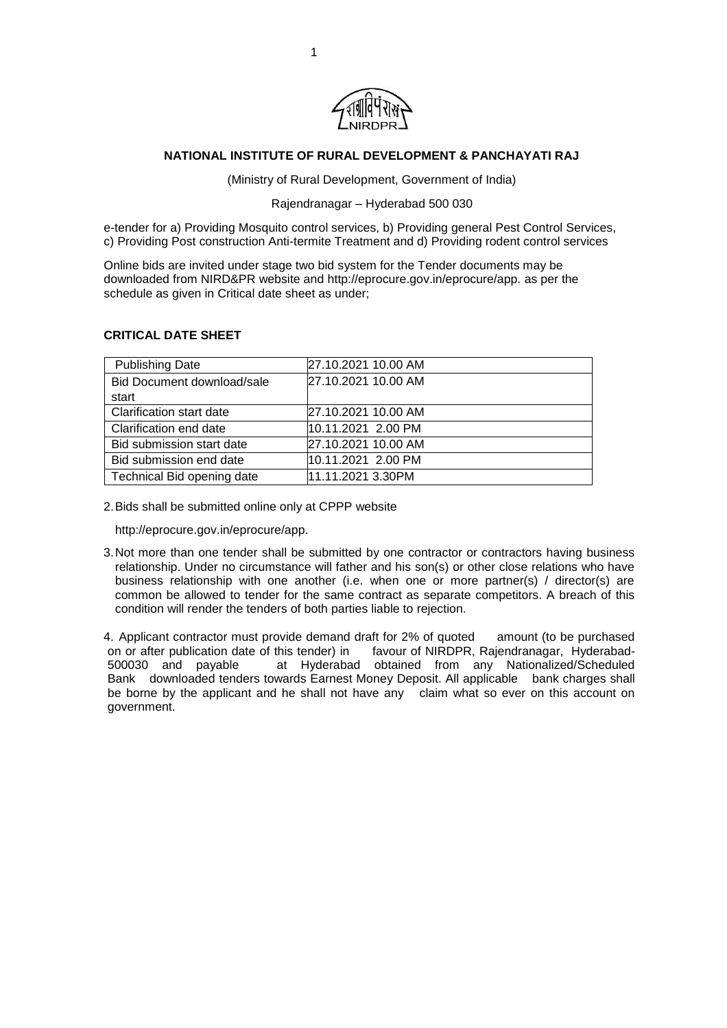**NATIONAL INSTITUTE OF RURAL DEVELOPMENT & PANCHAYATI RAJ**

(Ministry of Rural Development, Government of India)

Rajendranagar – Hyderabad 500 030

e-tender for a) Providing Mosquito control services, b) Providing general Pest Control Services, c) Providing Post construction Anti-termite Treatment and d) Providing rodent control services

Online bids are invited under stage two bid system for the Tender documents may be downloaded from NIRD&PR website and http://eprocure.gov.in/eprocure/app. as per the schedule as given in Critical date sheet as under;

**CRITICAL DATE SHEET**

| | |
|---|---|
| Publishing Date | 27.10.2021 10.00 AM |
| Bid Document download/sale start | 27.10.2021 10.00 AM |
| Clarification start date | 27.10.2021 10.00 AM |
| Clarification end date | 10.11.2021 2.00 PM |
| Bid submission start date | 27.10.2021 10.00 AM |
| Bid submission end date | 10.11.2021 2.00 PM |
| Technical Bid opening date | 11.11.2021 3.30PM |

2. Bids shall be submitted online only at CPPP website

   http://eprocure.gov.in/eprocure/app.

3. Not more than one tender shall be submitted by one contractor or contractors having business relationship. Under no circumstance will father and his son(s) or other close relations who have business relationship with one another (i.e. when one or more partner(s) / director(s) are common be allowed to tender for the same contract as separate competitors. A breach of this condition will render the tenders of both parties liable to rejection.

4. Applicant contractor must provide demand draft for 2% of quoted amount (to be purchased on or after publication date of this tender) in favour of NIRDPR, Rajendranagar, Hyderabad-500030 and payable at Hyderabad obtained from any Nationalized/Scheduled Bank downloaded tenders towards Earnest Money Deposit. All applicable bank charges shall be borne by the applicant and he shall not have any claim what so ever on this account on government.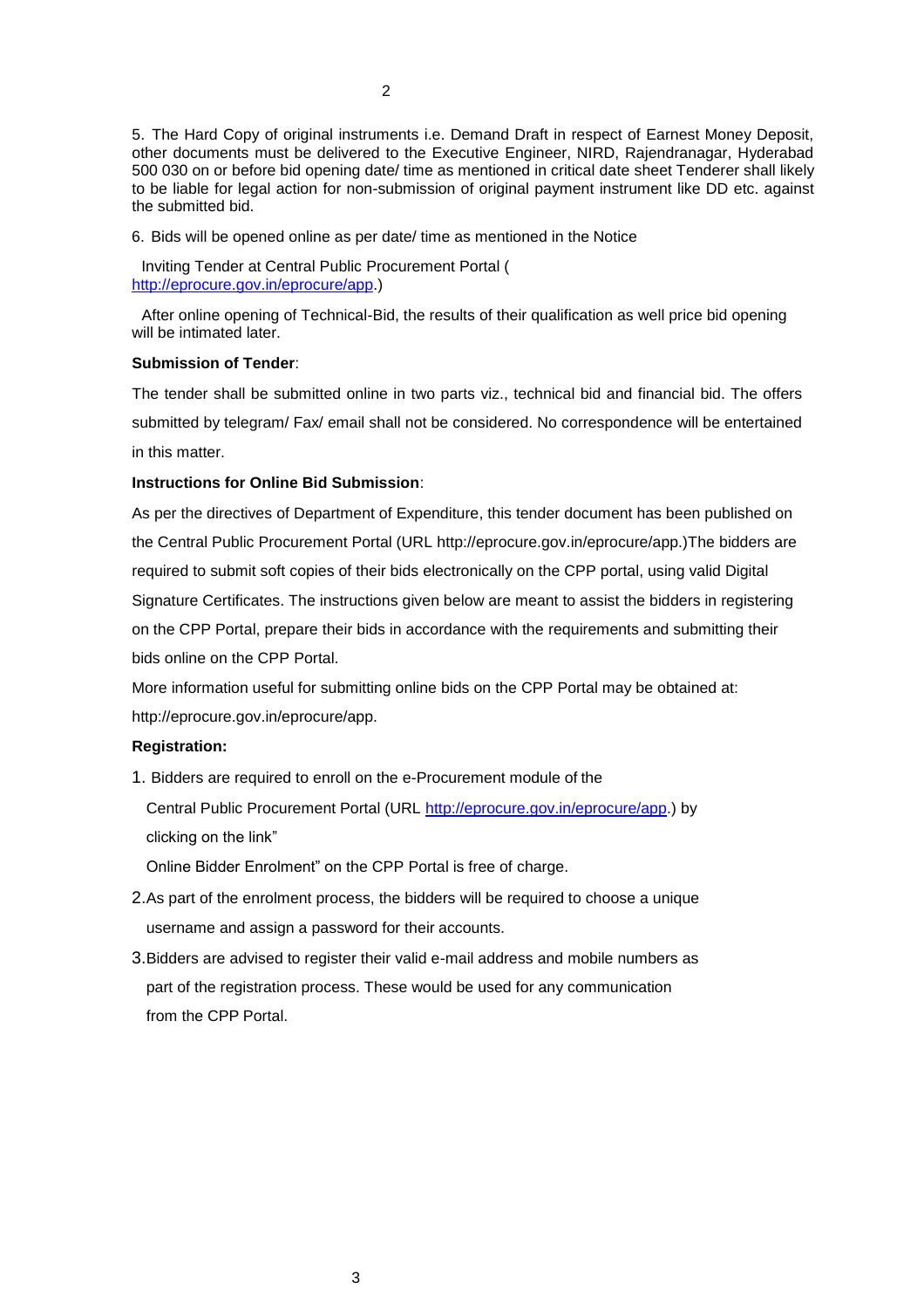5. The Hard Copy of original instruments i.e. Demand Draft in respect of Earnest Money Deposit, other documents must be delivered to the Executive Engineer, NIRD, Rajendranagar, Hyderabad 500 030 on or before bid opening date/ time as mentioned in critical date sheet Tenderer shall likely to be liable for legal action for non-submission of original payment instrument like DD etc. against the submitted bid.

6. Bids will be opened online as per date/ time as mentioned in the Notice

Inviting Tender at Central Public Procurement Portal ( http://eprocure.gov.in/eprocure/app.)

After online opening of Technical-Bid, the results of their qualification as well price bid opening will be intimated later.

**Submission of Tender**:

The tender shall be submitted online in two parts viz., technical bid and financial bid. The offers submitted by telegram/ Fax/ email shall not be considered. No correspondence will be entertained in this matter.

**Instructions for Online Bid Submission**:

As per the directives of Department of Expenditure, this tender document has been published on the Central Public Procurement Portal (URL http://eprocure.gov.in/eprocure/app.)The bidders are required to submit soft copies of their bids electronically on the CPP portal, using valid Digital Signature Certificates. The instructions given below are meant to assist the bidders in registering on the CPP Portal, prepare their bids in accordance with the requirements and submitting their bids online on the CPP Portal.

More information useful for submitting online bids on the CPP Portal may be obtained at: http://eprocure.gov.in/eprocure/app.

**Registration:**

1. Bidders are required to enroll on the e-Procurement module of the Central Public Procurement Portal (URL http://eprocure.gov.in/eprocure/app.) by clicking on the link" Online Bidder Enrolment" on the CPP Portal is free of charge.
2. As part of the enrolment process, the bidders will be required to choose a unique username and assign a password for their accounts.
3. Bidders are advised to register their valid e-mail address and mobile numbers as part of the registration process. These would be used for any communication from the CPP Portal.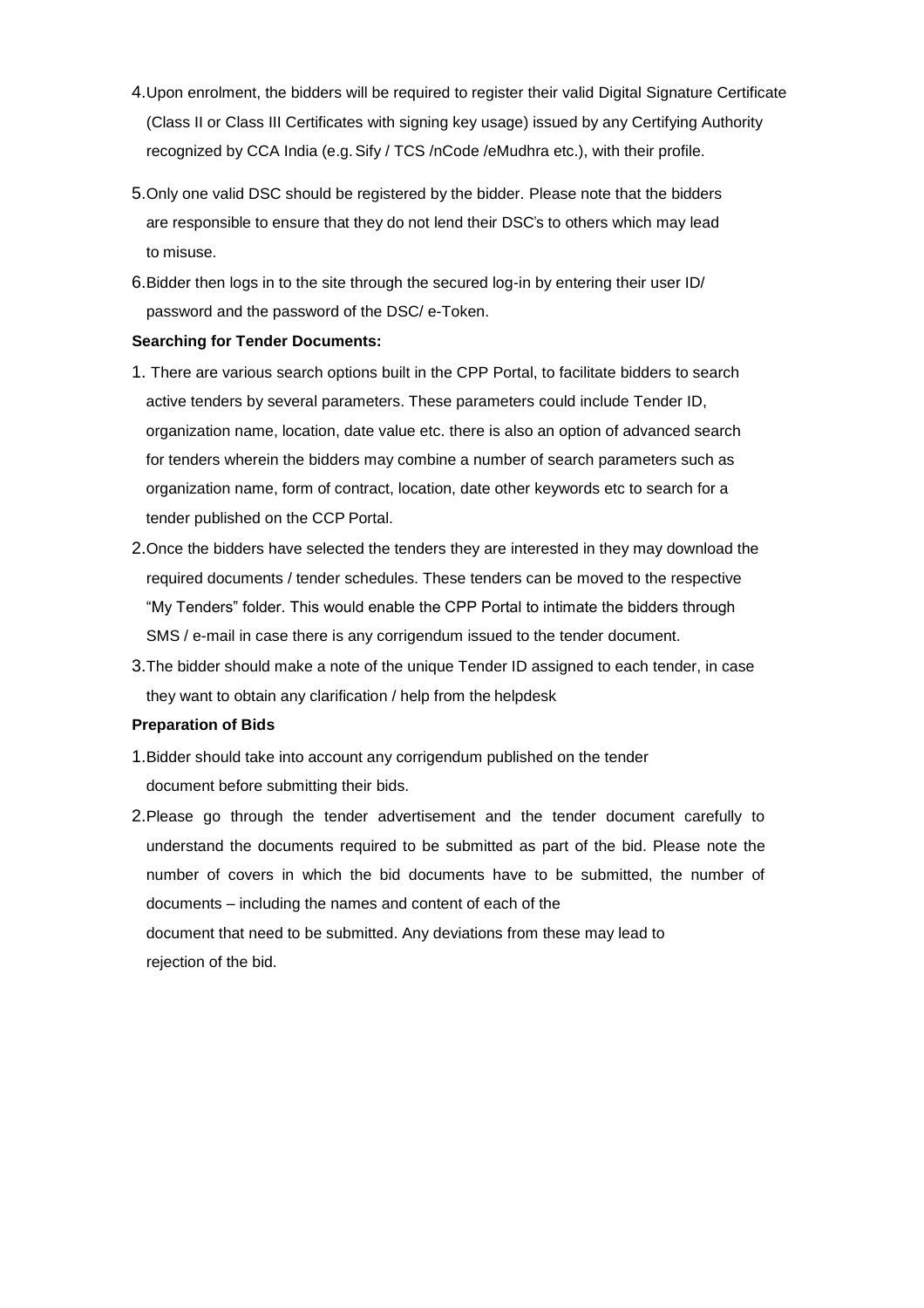4. Upon enrolment, the bidders will be required to register their valid Digital Signature Certificate (Class II or Class III Certificates with signing key usage) issued by any Certifying Authority recognized by CCA India (e.g. Sify / TCS /nCode /eMudhra etc.), with their profile.

5. Only one valid DSC should be registered by the bidder. Please note that the bidders are responsible to ensure that they do not lend their DSC's to others which may lead to misuse.

6. Bidder then logs in to the site through the secured log-in by entering their user ID/ password and the password of the DSC/ e-Token.

**Searching for Tender Documents:**

1. There are various search options built in the CPP Portal, to facilitate bidders to search active tenders by several parameters. These parameters could include Tender ID, organization name, location, date value etc. there is also an option of advanced search for tenders wherein the bidders may combine a number of search parameters such as organization name, form of contract, location, date other keywords etc to search for a tender published on the CCP Portal.

2. Once the bidders have selected the tenders they are interested in they may download the required documents / tender schedules. These tenders can be moved to the respective "My Tenders" folder. This would enable the CPP Portal to intimate the bidders through SMS / e-mail in case there is any corrigendum issued to the tender document.

3. The bidder should make a note of the unique Tender ID assigned to each tender, in case they want to obtain any clarification / help from the helpdesk

**Preparation of Bids**

1. Bidder should take into account any corrigendum published on the tender document before submitting their bids.

2. Please go through the tender advertisement and the tender document carefully to understand the documents required to be submitted as part of the bid. Please note the number of covers in which the bid documents have to be submitted, the number of documents – including the names and content of each of the document that need to be submitted. Any deviations from these may lead to rejection of the bid.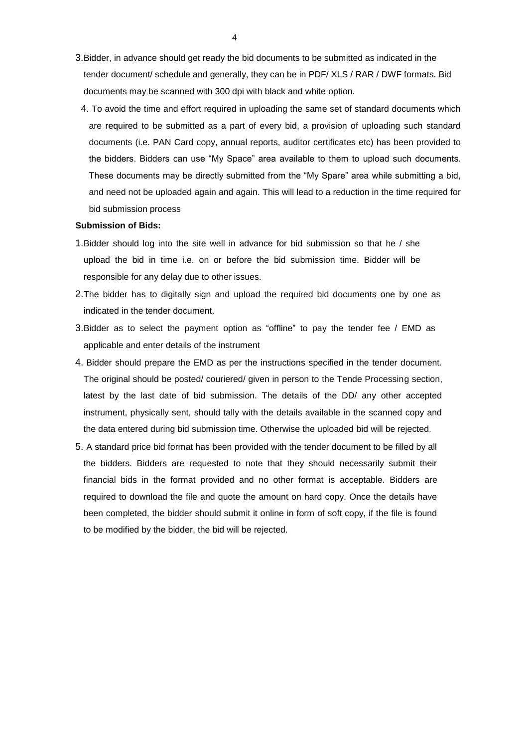3. Bidder, in advance should get ready the bid documents to be submitted as indicated in the tender document/ schedule and generally, they can be in PDF/ XLS / RAR / DWF formats. Bid documents may be scanned with 300 dpi with black and white option.

4. To avoid the time and effort required in uploading the same set of standard documents which are required to be submitted as a part of every bid, a provision of uploading such standard documents (i.e. PAN Card copy, annual reports, auditor certificates etc) has been provided to the bidders. Bidders can use "My Space" area available to them to upload such documents. These documents may be directly submitted from the "My Spare" area while submitting a bid, and need not be uploaded again and again. This will lead to a reduction in the time required for bid submission process

**Submission of Bids:**

1. Bidder should log into the site well in advance for bid submission so that he / she upload the bid in time i.e. on or before the bid submission time. Bidder will be responsible for any delay due to other issues.
2. The bidder has to digitally sign and upload the required bid documents one by one as indicated in the tender document.
3. Bidder as to select the payment option as "offline" to pay the tender fee / EMD as applicable and enter details of the instrument
4. Bidder should prepare the EMD as per the instructions specified in the tender document. The original should be posted/ couriered/ given in person to the Tende Processing section, latest by the last date of bid submission. The details of the DD/ any other accepted instrument, physically sent, should tally with the details available in the scanned copy and the data entered during bid submission time. Otherwise the uploaded bid will be rejected.
5. A standard price bid format has been provided with the tender document to be filled by all the bidders. Bidders are requested to note that they should necessarily submit their financial bids in the format provided and no other format is acceptable. Bidders are required to download the file and quote the amount on hard copy. Once the details have been completed, the bidder should submit it online in form of soft copy, if the file is found to be modified by the bidder, the bid will be rejected.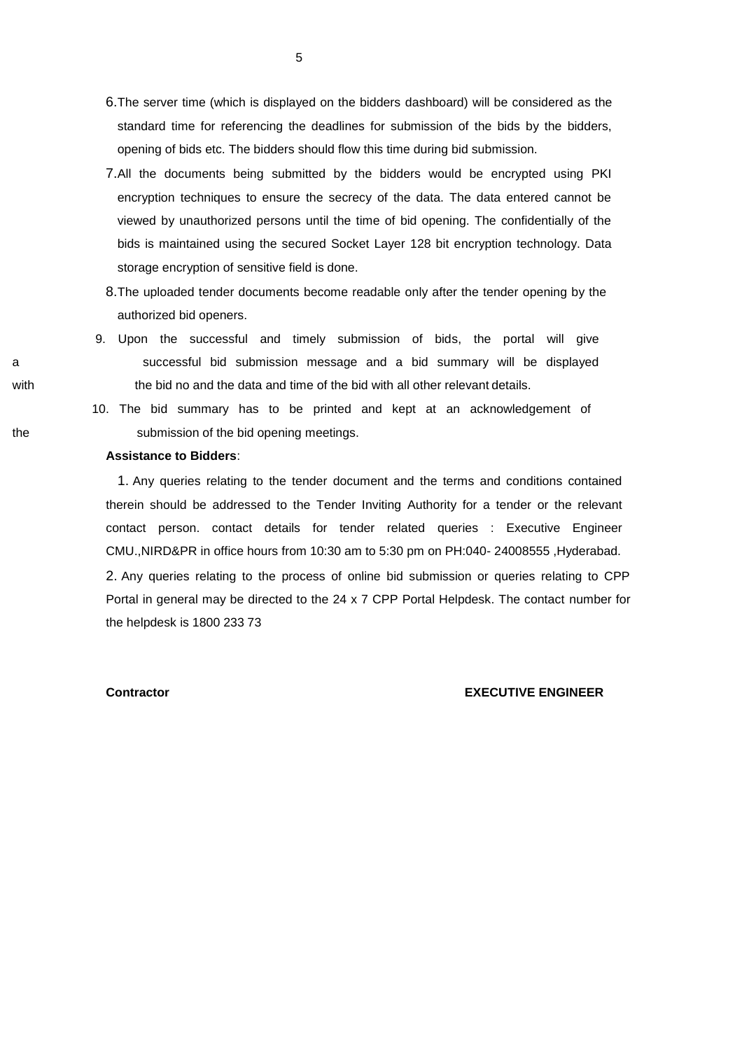6. The server time (which is displayed on the bidders dashboard) will be considered as the standard time for referencing the deadlines for submission of the bids by the bidders, opening of bids etc. The bidders should flow this time during bid submission.
7. All the documents being submitted by the bidders would be encrypted using PKI encryption techniques to ensure the secrecy of the data. The data entered cannot be viewed by unauthorized persons until the time of bid opening. The confidentially of the bids is maintained using the secured Socket Layer 128 bit encryption technology. Data storage encryption of sensitive field is done.
8. The uploaded tender documents become readable only after the tender opening by the authorized bid openers.
9. Upon the successful and timely submission of bids, the portal will give a successful bid submission message and a bid summary will be displayed with the bid no and the data and time of the bid with all other relevant details.
10. The bid summary has to be printed and kept at an acknowledgement of the submission of the bid opening meetings.

**Assistance to Bidders**:

1. Any queries relating to the tender document and the terms and conditions contained therein should be addressed to the Tender Inviting Authority for a tender or the relevant contact person. contact details for tender related queries : Executive Engineer CMU.,NIRD&PR in office hours from 10:30 am to 5:30 pm on PH:040- 24008555 ,Hyderabad.
2. Any queries relating to the process of online bid submission or queries relating to CPP Portal in general may be directed to the 24 x 7 CPP Portal Helpdesk. The contact number for the helpdesk is 1800 233 73

**Contractor** **EXECUTIVE ENGINEER**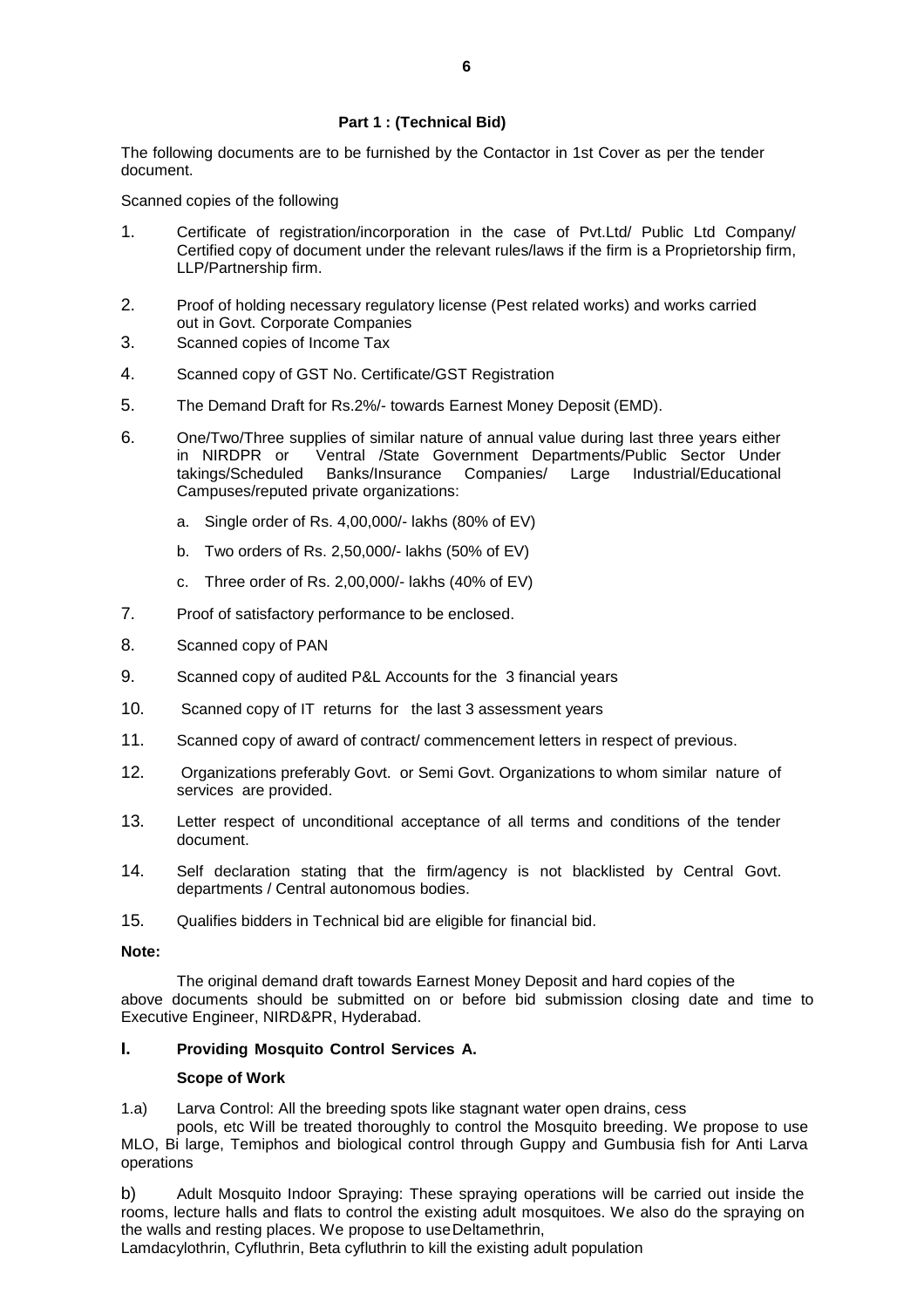### Part 1 : (Technical Bid)

The following documents are to be furnished by the Contactor in 1st Cover as per the tender document.

Scanned copies of the following

1. Certificate of registration/incorporation in the case of Pvt.Ltd/ Public Ltd Company/ Certified copy of document under the relevant rules/laws if the firm is a Proprietorship firm, LLP/Partnership firm.
2. Proof of holding necessary regulatory license (Pest related works) and works carried out in Govt. Corporate Companies
3. Scanned copies of Income Tax
4. Scanned copy of GST No. Certificate/GST Registration
5. The Demand Draft for Rs.2%/- towards Earnest Money Deposit (EMD).
6. One/Two/Three supplies of similar nature of annual value during last three years either in NIRDPR or Ventral /State Government Departments/Public Sector Under takings/Scheduled Banks/Insurance Companies/ Large Industrial/Educational Campuses/reputed private organizations:
   a. Single order of Rs. 4,00,000/- lakhs (80% of EV)
   b. Two orders of Rs. 2,50,000/- lakhs (50% of EV)
   c. Three order of Rs. 2,00,000/- lakhs (40% of EV)
7. Proof of satisfactory performance to be enclosed.
8. Scanned copy of PAN
9. Scanned copy of audited P&L Accounts for the 3 financial years
10. Scanned copy of IT returns for the last 3 assessment years
11. Scanned copy of award of contract/ commencement letters in respect of previous.
12. Organizations preferably Govt. or Semi Govt. Organizations to whom similar nature of services are provided.
13. Letter respect of unconditional acceptance of all terms and conditions of the tender document.
14. Self declaration stating that the firm/agency is not blacklisted by Central Govt. departments / Central autonomous bodies.
15. Qualifies bidders in Technical bid are eligible for financial bid.

**Note:**

The original demand draft towards Earnest Money Deposit and hard copies of the above documents should be submitted on or before bid submission closing date and time to Executive Engineer, NIRD&PR, Hyderabad.

### I. Providing Mosquito Control Services A.

**Scope of Work**

1.a) Larva Control: All the breeding spots like stagnant water open drains, cess pools, etc Will be treated thoroughly to control the Mosquito breeding. We propose to use MLO, Bi large, Temiphos and biological control through Guppy and Gumbusia fish for Anti Larva operations

b) Adult Mosquito Indoor Spraying: These spraying operations will be carried out inside the rooms, lecture halls and flats to control the existing adult mosquitoes. We also do the spraying on the walls and resting places. We propose to use Deltamethrin, Lamdacylothrin, Cyfluthrin, Beta cyfluthrin to kill the existing adult population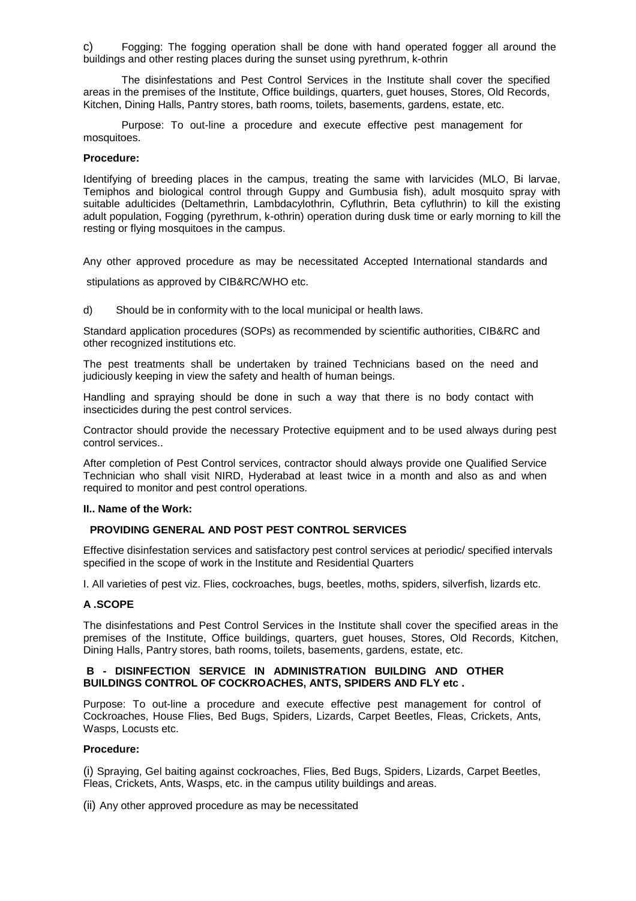c) Fogging: The fogging operation shall be done with hand operated fogger all around the buildings and other resting places during the sunset using pyrethrum, k-othrin

The disinfestations and Pest Control Services in the Institute shall cover the specified areas in the premises of the Institute, Office buildings, quarters, guet houses, Stores, Old Records, Kitchen, Dining Halls, Pantry stores, bath rooms, toilets, basements, gardens, estate, etc.

Purpose: To out-line a procedure and execute effective pest management for mosquitoes.

**Procedure:**

Identifying of breeding places in the campus, treating the same with larvicides (MLO, Bi larvae, Temiphos and biological control through Guppy and Gumbusia fish), adult mosquito spray with suitable adulticides (Deltamethrin, Lambdacylothrin, Cyfluthrin, Beta cyfluthrin) to kill the existing adult population, Fogging (pyrethrum, k-othrin) operation during dusk time or early morning to kill the resting or flying mosquitoes in the campus.

Any other approved procedure as may be necessitated Accepted International standards and stipulations as approved by CIB&RC/WHO etc.

d) Should be in conformity with to the local municipal or health laws.

Standard application procedures (SOPs) as recommended by scientific authorities, CIB&RC and other recognized institutions etc.

The pest treatments shall be undertaken by trained Technicians based on the need and judiciously keeping in view the safety and health of human beings.

Handling and spraying should be done in such a way that there is no body contact with insecticides during the pest control services.

Contractor should provide the necessary Protective equipment and to be used always during pest control services..

After completion of Pest Control services, contractor should always provide one Qualified Service Technician who shall visit NIRD, Hyderabad at least twice in a month and also as and when required to monitor and pest control operations.

**II.. Name of the Work:**

**PROVIDING GENERAL AND POST PEST CONTROL SERVICES**

Effective disinfestation services and satisfactory pest control services at periodic/ specified intervals specified in the scope of work in the Institute and Residential Quarters

I. All varieties of pest viz. Flies, cockroaches, bugs, beetles, moths, spiders, silverfish, lizards etc.

**A .SCOPE**

The disinfestations and Pest Control Services in the Institute shall cover the specified areas in the premises of the Institute, Office buildings, quarters, guet houses, Stores, Old Records, Kitchen, Dining Halls, Pantry stores, bath rooms, toilets, basements, gardens, estate, etc.

**B - DISINFECTION SERVICE IN ADMINISTRATION BUILDING AND OTHER BUILDINGS CONTROL OF COCKROACHES, ANTS, SPIDERS AND FLY etc .**

Purpose: To out-line a procedure and execute effective pest management for control of Cockroaches, House Flies, Bed Bugs, Spiders, Lizards, Carpet Beetles, Fleas, Crickets, Ants, Wasps, Locusts etc.

**Procedure:**

(i) Spraying, Gel baiting against cockroaches, Flies, Bed Bugs, Spiders, Lizards, Carpet Beetles, Fleas, Crickets, Ants, Wasps, etc. in the campus utility buildings and areas.

(ii) Any other approved procedure as may be necessitated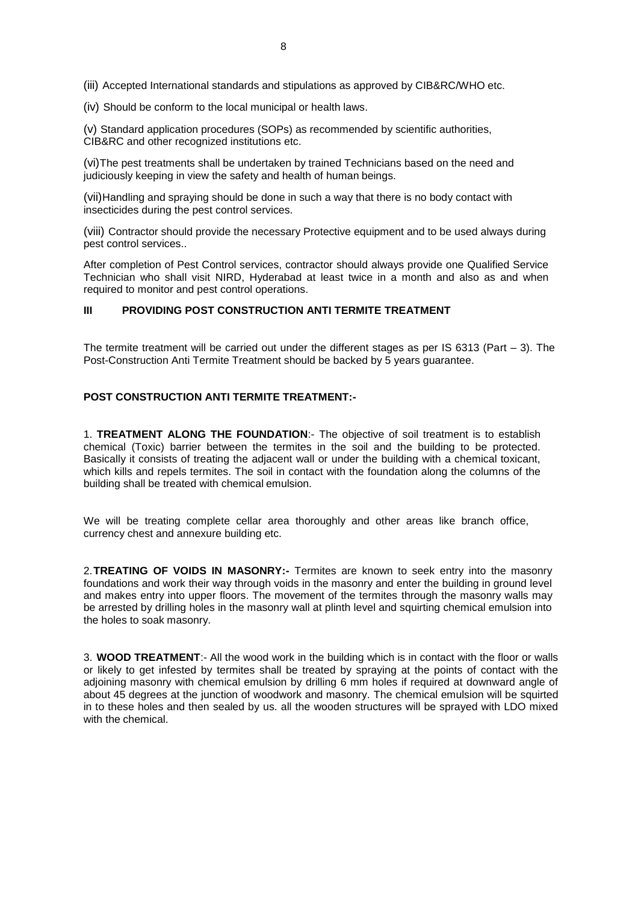(iii) Accepted International standards and stipulations as approved by CIB&RC/WHO etc.

(iv) Should be conform to the local municipal or health laws.

(v) Standard application procedures (SOPs) as recommended by scientific authorities, CIB&RC and other recognized institutions etc.

(vi)The pest treatments shall be undertaken by trained Technicians based on the need and judiciously keeping in view the safety and health of human beings.

(vii)Handling and spraying should be done in such a way that there is no body contact with insecticides during the pest control services.

(viii) Contractor should provide the necessary Protective equipment and to be used always during pest control services..

After completion of Pest Control services, contractor should always provide one Qualified Service Technician who shall visit NIRD, Hyderabad at least twice in a month and also as and when required to monitor and pest control operations.

## III PROVIDING POST CONSTRUCTION ANTI TERMITE TREATMENT

The termite treatment will be carried out under the different stages as per IS 6313 (Part – 3). The Post-Construction Anti Termite Treatment should be backed by 5 years guarantee.

### POST CONSTRUCTION ANTI TERMITE TREATMENT:-

1. **TREATMENT ALONG THE FOUNDATION**:- The objective of soil treatment is to establish chemical (Toxic) barrier between the termites in the soil and the building to be protected. Basically it consists of treating the adjacent wall or under the building with a chemical toxicant, which kills and repels termites. The soil in contact with the foundation along the columns of the building shall be treated with chemical emulsion.

We will be treating complete cellar area thoroughly and other areas like branch office, currency chest and annexure building etc.

2. **TREATING OF VOIDS IN MASONRY:-** Termites are known to seek entry into the masonry foundations and work their way through voids in the masonry and enter the building in ground level and makes entry into upper floors. The movement of the termites through the masonry walls may be arrested by drilling holes in the masonry wall at plinth level and squirting chemical emulsion into the holes to soak masonry.

3. **WOOD TREATMENT**:- All the wood work in the building which is in contact with the floor or walls or likely to get infested by termites shall be treated by spraying at the points of contact with the adjoining masonry with chemical emulsion by drilling 6 mm holes if required at downward angle of about 45 degrees at the junction of woodwork and masonry. The chemical emulsion will be squirted in to these holes and then sealed by us. all the wooden structures will be sprayed with LDO mixed with the chemical.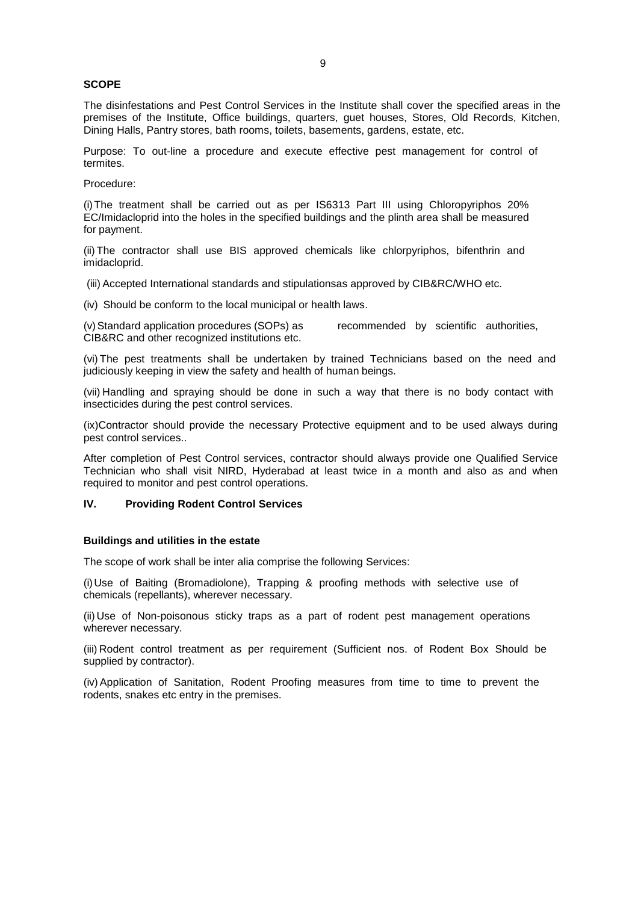**SCOPE**

The disinfestations and Pest Control Services in the Institute shall cover the specified areas in the premises of the Institute, Office buildings, quarters, guet houses, Stores, Old Records, Kitchen, Dining Halls, Pantry stores, bath rooms, toilets, basements, gardens, estate, etc.

Purpose: To out-line a procedure and execute effective pest management for control of termites.

Procedure:

(i) The treatment shall be carried out as per IS6313 Part III using Chloropyriphos 20% EC/Imidacloprid into the holes in the specified buildings and the plinth area shall be measured for payment.

(ii) The contractor shall use BIS approved chemicals like chlorpyriphos, bifenthrin and imidacloprid.

(iii) Accepted International standards and stipulationsas approved by CIB&RC/WHO etc.

(iv) Should be conform to the local municipal or health laws.

(v) Standard application procedures (SOPs) as recommended by scientific authorities, CIB&RC and other recognized institutions etc.

(vi) The pest treatments shall be undertaken by trained Technicians based on the need and judiciously keeping in view the safety and health of human beings.

(vii) Handling and spraying should be done in such a way that there is no body contact with insecticides during the pest control services.

(ix)Contractor should provide the necessary Protective equipment and to be used always during pest control services..

After completion of Pest Control services, contractor should always provide one Qualified Service Technician who shall visit NIRD, Hyderabad at least twice in a month and also as and when required to monitor and pest control operations.

## IV. Providing Rodent Control Services

**Buildings and utilities in the estate**

The scope of work shall be inter alia comprise the following Services:

(i) Use of Baiting (Bromadiolone), Trapping & proofing methods with selective use of chemicals (repellants), wherever necessary.

(ii) Use of Non-poisonous sticky traps as a part of rodent pest management operations wherever necessary.

(iii) Rodent control treatment as per requirement (Sufficient nos. of Rodent Box Should be supplied by contractor).

(iv) Application of Sanitation, Rodent Proofing measures from time to time to prevent the rodents, snakes etc entry in the premises.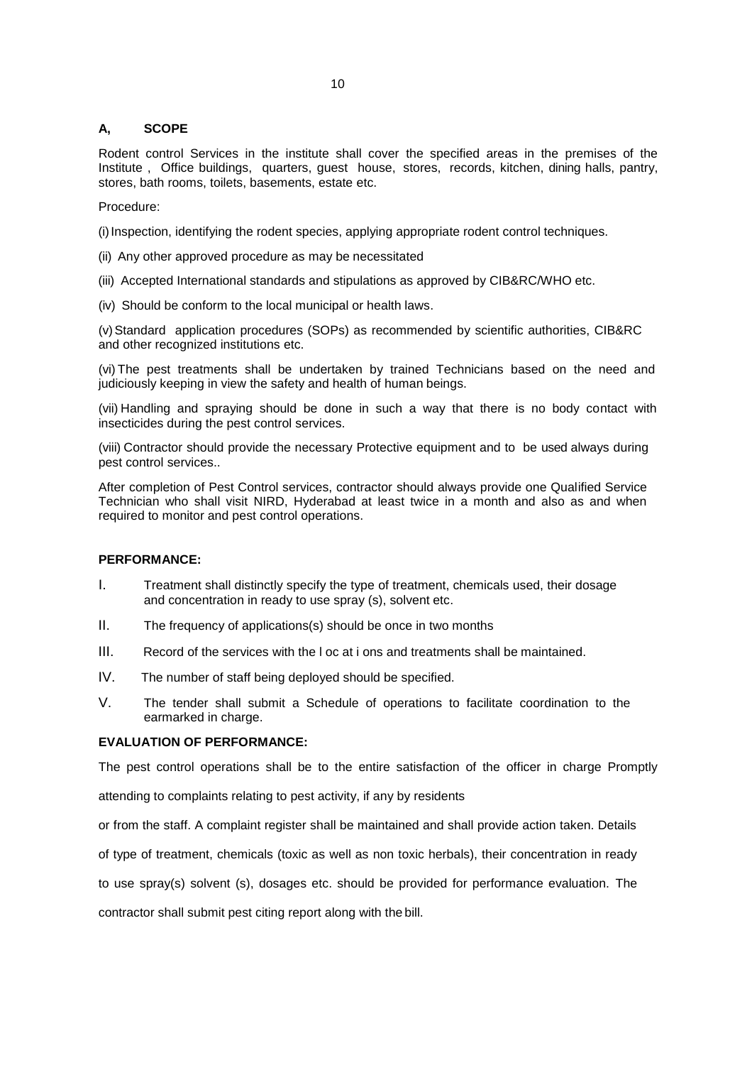**A, SCOPE**

Rodent control Services in the institute shall cover the specified areas in the premises of the Institute , Office buildings, quarters, guest house, stores, records, kitchen, dining halls, pantry, stores, bath rooms, toilets, basements, estate etc.

Procedure:

(i) Inspection, identifying the rodent species, applying appropriate rodent control techniques.

(ii) Any other approved procedure as may be necessitated

(iii) Accepted International standards and stipulations as approved by CIB&RC/WHO etc.

(iv) Should be conform to the local municipal or health laws.

(v) Standard application procedures (SOPs) as recommended by scientific authorities, CIB&RC and other recognized institutions etc.

(vi) The pest treatments shall be undertaken by trained Technicians based on the need and judiciously keeping in view the safety and health of human beings.

(vii) Handling and spraying should be done in such a way that there is no body contact with insecticides during the pest control services.

(viii) Contractor should provide the necessary Protective equipment and to be used always during pest control services..

After completion of Pest Control services, contractor should always provide one Qualified Service Technician who shall visit NIRD, Hyderabad at least twice in a month and also as and when required to monitor and pest control operations.

**PERFORMANCE:**

I. Treatment shall distinctly specify the type of treatment, chemicals used, their dosage and concentration in ready to use spray (s), solvent etc.

II. The frequency of applications(s) should be once in two months

III. Record of the services with the l oc at i ons and treatments shall be maintained.

IV. The number of staff being deployed should be specified.

V. The tender shall submit a Schedule of operations to facilitate coordination to the earmarked in charge.

**EVALUATION OF PERFORMANCE:**

The pest control operations shall be to the entire satisfaction of the officer in charge Promptly attending to complaints relating to pest activity, if any by residents or from the staff. A complaint register shall be maintained and shall provide action taken. Details of type of treatment, chemicals (toxic as well as non toxic herbals), their concentration in ready to use spray(s) solvent (s), dosages etc. should be provided for performance evaluation. The contractor shall submit pest citing report along with the bill.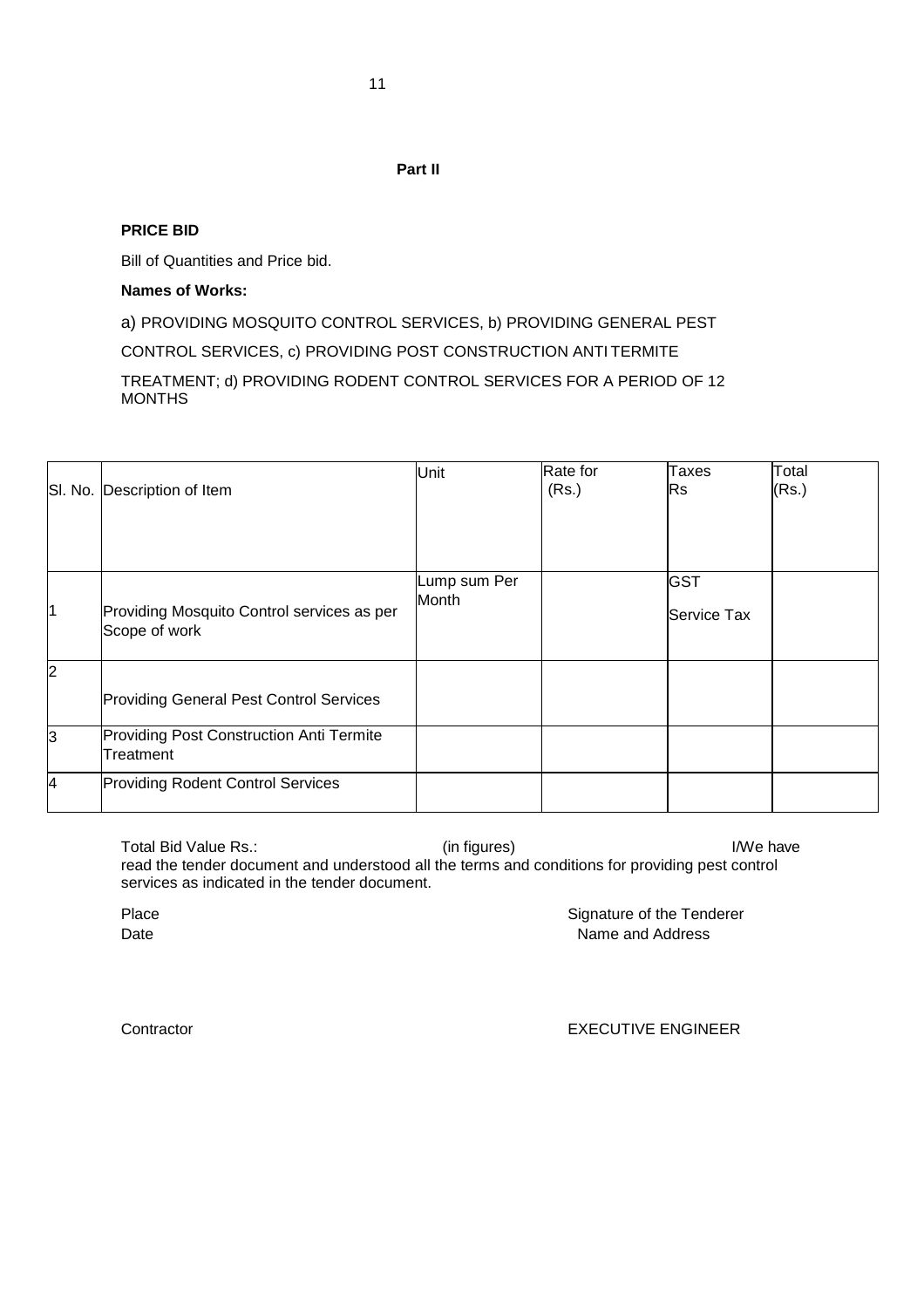**Part II**

**PRICE BID**

Bill of Quantities and Price bid.

**Names of Works:**

a) PROVIDING MOSQUITO CONTROL SERVICES, b) PROVIDING GENERAL PEST CONTROL SERVICES, c) PROVIDING POST CONSTRUCTION ANTI TERMITE TREATMENT; d) PROVIDING RODENT CONTROL SERVICES FOR A PERIOD OF 12 MONTHS

| Sl. No. | Description of Item | Unit | Rate for (Rs.) | Taxes Rs | Total (Rs.) |
|---|---|---|---|---|---|
| 1 | Providing Mosquito Control services as per Scope of work | Lump sum Per Month | | GST Service Tax | |
| 2 | Providing General Pest Control Services | | | | |
| 3 | Providing Post Construction Anti Termite Treatment | | | | |
| 4 | Providing Rodent Control Services | | | | |

Total Bid Value Rs.: (in figures) I/We have read the tender document and understood all the terms and conditions for providing pest control services as indicated in the tender document.

Place

Date

Signature of the Tenderer

Name and Address

Contractor

EXECUTIVE ENGINEER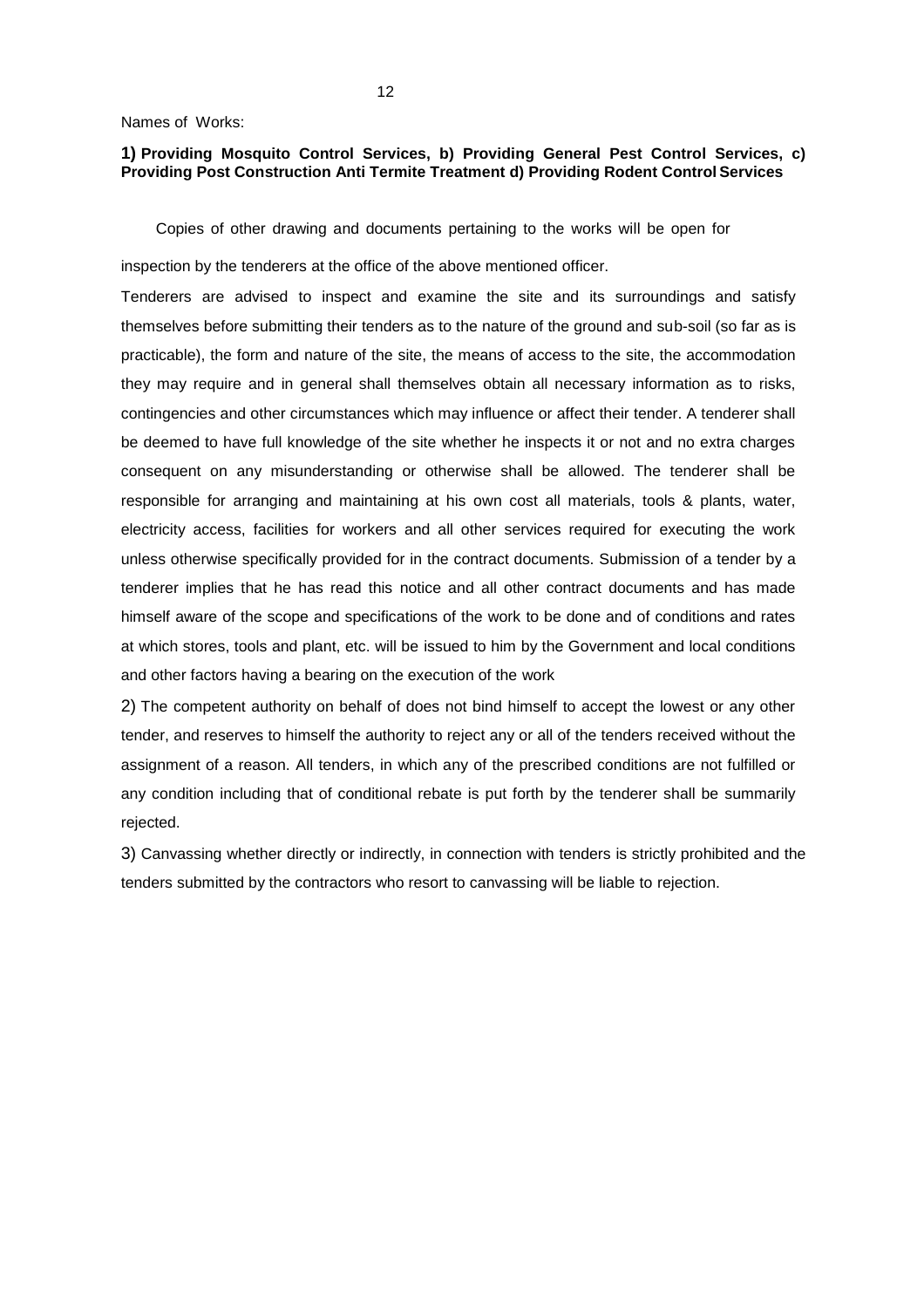Names of Works:

**1) Providing Mosquito Control Services, b) Providing General Pest Control Services, c) Providing Post Construction Anti Termite Treatment d) Providing Rodent Control Services**

Copies of other drawing and documents pertaining to the works will be open for inspection by the tenderers at the office of the above mentioned officer.

Tenderers are advised to inspect and examine the site and its surroundings and satisfy themselves before submitting their tenders as to the nature of the ground and sub-soil (so far as is practicable), the form and nature of the site, the means of access to the site, the accommodation they may require and in general shall themselves obtain all necessary information as to risks, contingencies and other circumstances which may influence or affect their tender. A tenderer shall be deemed to have full knowledge of the site whether he inspects it or not and no extra charges consequent on any misunderstanding or otherwise shall be allowed. The tenderer shall be responsible for arranging and maintaining at his own cost all materials, tools & plants, water, electricity access, facilities for workers and all other services required for executing the work unless otherwise specifically provided for in the contract documents. Submission of a tender by a tenderer implies that he has read this notice and all other contract documents and has made himself aware of the scope and specifications of the work to be done and of conditions and rates at which stores, tools and plant, etc. will be issued to him by the Government and local conditions and other factors having a bearing on the execution of the work

2) The competent authority on behalf of does not bind himself to accept the lowest or any other tender, and reserves to himself the authority to reject any or all of the tenders received without the assignment of a reason. All tenders, in which any of the prescribed conditions are not fulfilled or any condition including that of conditional rebate is put forth by the tenderer shall be summarily rejected.

3) Canvassing whether directly or indirectly, in connection with tenders is strictly prohibited and the tenders submitted by the contractors who resort to canvassing will be liable to rejection.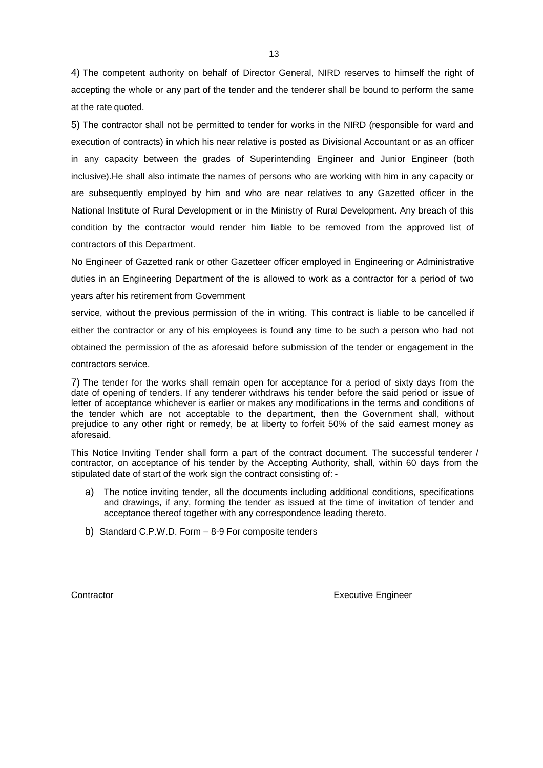4) The competent authority on behalf of Director General, NIRD reserves to himself the right of accepting the whole or any part of the tender and the tenderer shall be bound to perform the same at the rate quoted.

5) The contractor shall not be permitted to tender for works in the NIRD (responsible for ward and execution of contracts) in which his near relative is posted as Divisional Accountant or as an officer in any capacity between the grades of Superintending Engineer and Junior Engineer (both inclusive).He shall also intimate the names of persons who are working with him in any capacity or are subsequently employed by him and who are near relatives to any Gazetted officer in the National Institute of Rural Development or in the Ministry of Rural Development. Any breach of this condition by the contractor would render him liable to be removed from the approved list of contractors of this Department.

No Engineer of Gazetted rank or other Gazetteer officer employed in Engineering or Administrative duties in an Engineering Department of the is allowed to work as a contractor for a period of two years after his retirement from Government

service, without the previous permission of the in writing. This contract is liable to be cancelled if either the contractor or any of his employees is found any time to be such a person who had not obtained the permission of the as aforesaid before submission of the tender or engagement in the contractors service.

7) The tender for the works shall remain open for acceptance for a period of sixty days from the date of opening of tenders. If any tenderer withdraws his tender before the said period or issue of letter of acceptance whichever is earlier or makes any modifications in the terms and conditions of the tender which are not acceptable to the department, then the Government shall, without prejudice to any other right or remedy, be at liberty to forfeit 50% of the said earnest money as aforesaid.

This Notice Inviting Tender shall form a part of the contract document. The successful tenderer / contractor, on acceptance of his tender by the Accepting Authority, shall, within 60 days from the stipulated date of start of the work sign the contract consisting of: -

a) The notice inviting tender, all the documents including additional conditions, specifications and drawings, if any, forming the tender as issued at the time of invitation of tender and acceptance thereof together with any correspondence leading thereto.

b) Standard C.P.W.D. Form – 8-9 For composite tenders

Contractor Executive Engineer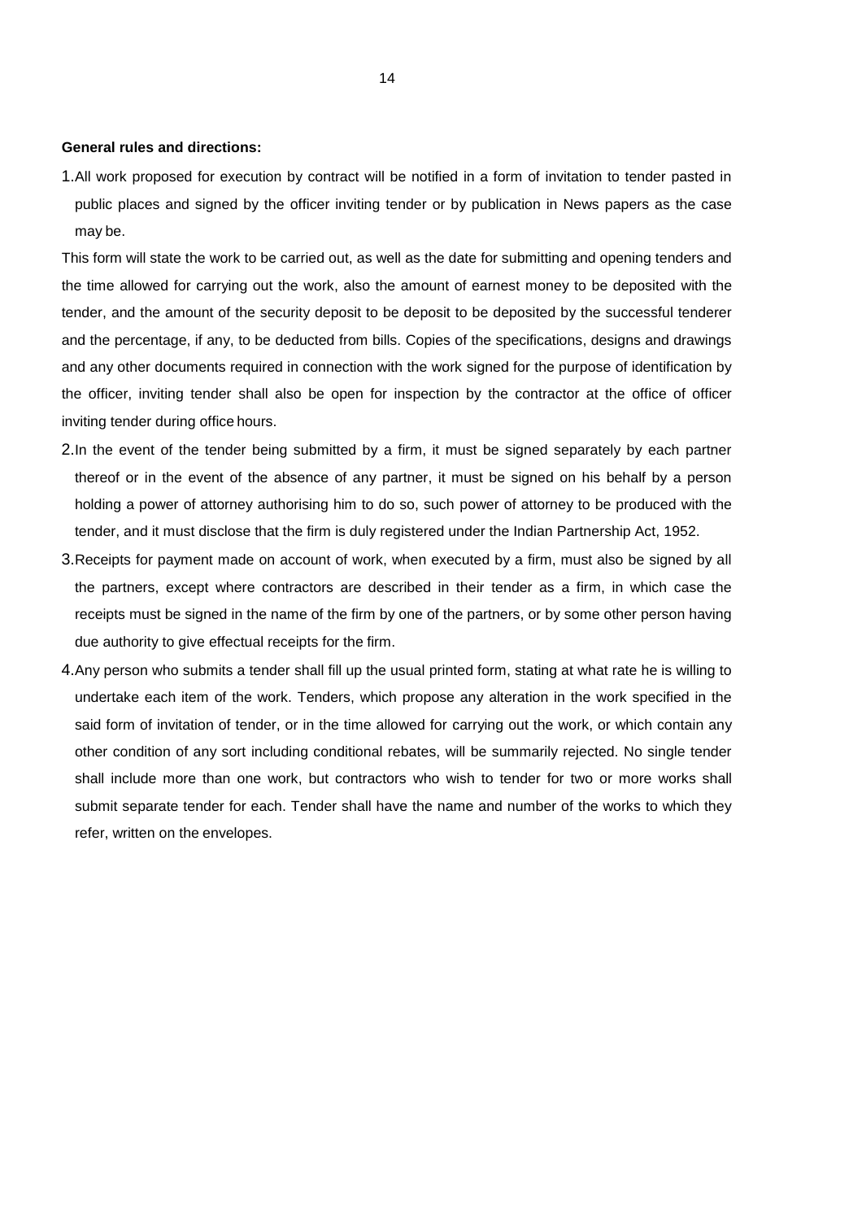**General rules and directions:**

1. All work proposed for execution by contract will be notified in a form of invitation to tender pasted in public places and signed by the officer inviting tender or by publication in News papers as the case may be.

This form will state the work to be carried out, as well as the date for submitting and opening tenders and the time allowed for carrying out the work, also the amount of earnest money to be deposited with the tender, and the amount of the security deposit to be deposit to be deposited by the successful tenderer and the percentage, if any, to be deducted from bills. Copies of the specifications, designs and drawings and any other documents required in connection with the work signed for the purpose of identification by the officer, inviting tender shall also be open for inspection by the contractor at the office of officer inviting tender during office hours.

2. In the event of the tender being submitted by a firm, it must be signed separately by each partner thereof or in the event of the absence of any partner, it must be signed on his behalf by a person holding a power of attorney authorising him to do so, such power of attorney to be produced with the tender, and it must disclose that the firm is duly registered under the Indian Partnership Act, 1952.

3. Receipts for payment made on account of work, when executed by a firm, must also be signed by all the partners, except where contractors are described in their tender as a firm, in which case the receipts must be signed in the name of the firm by one of the partners, or by some other person having due authority to give effectual receipts for the firm.

4. Any person who submits a tender shall fill up the usual printed form, stating at what rate he is willing to undertake each item of the work. Tenders, which propose any alteration in the work specified in the said form of invitation of tender, or in the time allowed for carrying out the work, or which contain any other condition of any sort including conditional rebates, will be summarily rejected. No single tender shall include more than one work, but contractors who wish to tender for two or more works shall submit separate tender for each. Tender shall have the name and number of the works to which they refer, written on the envelopes.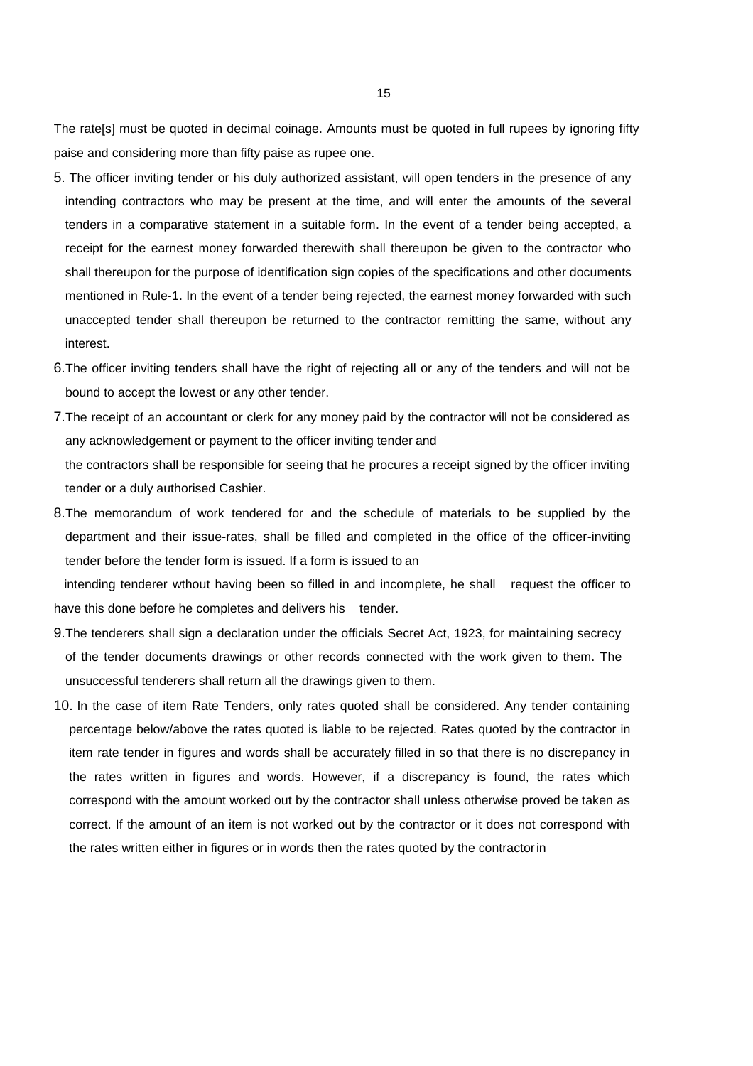The rate[s] must be quoted in decimal coinage. Amounts must be quoted in full rupees by ignoring fifty paise and considering more than fifty paise as rupee one.

5. The officer inviting tender or his duly authorized assistant, will open tenders in the presence of any intending contractors who may be present at the time, and will enter the amounts of the several tenders in a comparative statement in a suitable form. In the event of a tender being accepted, a receipt for the earnest money forwarded therewith shall thereupon be given to the contractor who shall thereupon for the purpose of identification sign copies of the specifications and other documents mentioned in Rule-1. In the event of a tender being rejected, the earnest money forwarded with such unaccepted tender shall thereupon be returned to the contractor remitting the same, without any interest.

6. The officer inviting tenders shall have the right of rejecting all or any of the tenders and will not be bound to accept the lowest or any other tender.

7. The receipt of an accountant or clerk for any money paid by the contractor will not be considered as any acknowledgement or payment to the officer inviting tender and the contractors shall be responsible for seeing that he procures a receipt signed by the officer inviting tender or a duly authorised Cashier.

8. The memorandum of work tendered for and the schedule of materials to be supplied by the department and their issue-rates, shall be filled and completed in the office of the officer-inviting tender before the tender form is issued. If a form is issued to an intending tenderer wthout having been so filled in and incomplete, he shall request the officer to have this done before he completes and delivers his tender.

9. The tenderers shall sign a declaration under the officials Secret Act, 1923, for maintaining secrecy of the tender documents drawings or other records connected with the work given to them. The unsuccessful tenderers shall return all the drawings given to them.

10. In the case of item Rate Tenders, only rates quoted shall be considered. Any tender containing percentage below/above the rates quoted is liable to be rejected. Rates quoted by the contractor in item rate tender in figures and words shall be accurately filled in so that there is no discrepancy in the rates written in figures and words. However, if a discrepancy is found, the rates which correspond with the amount worked out by the contractor shall unless otherwise proved be taken as correct. If the amount of an item is not worked out by the contractor or it does not correspond with the rates written either in figures or in words then the rates quoted by the contractor in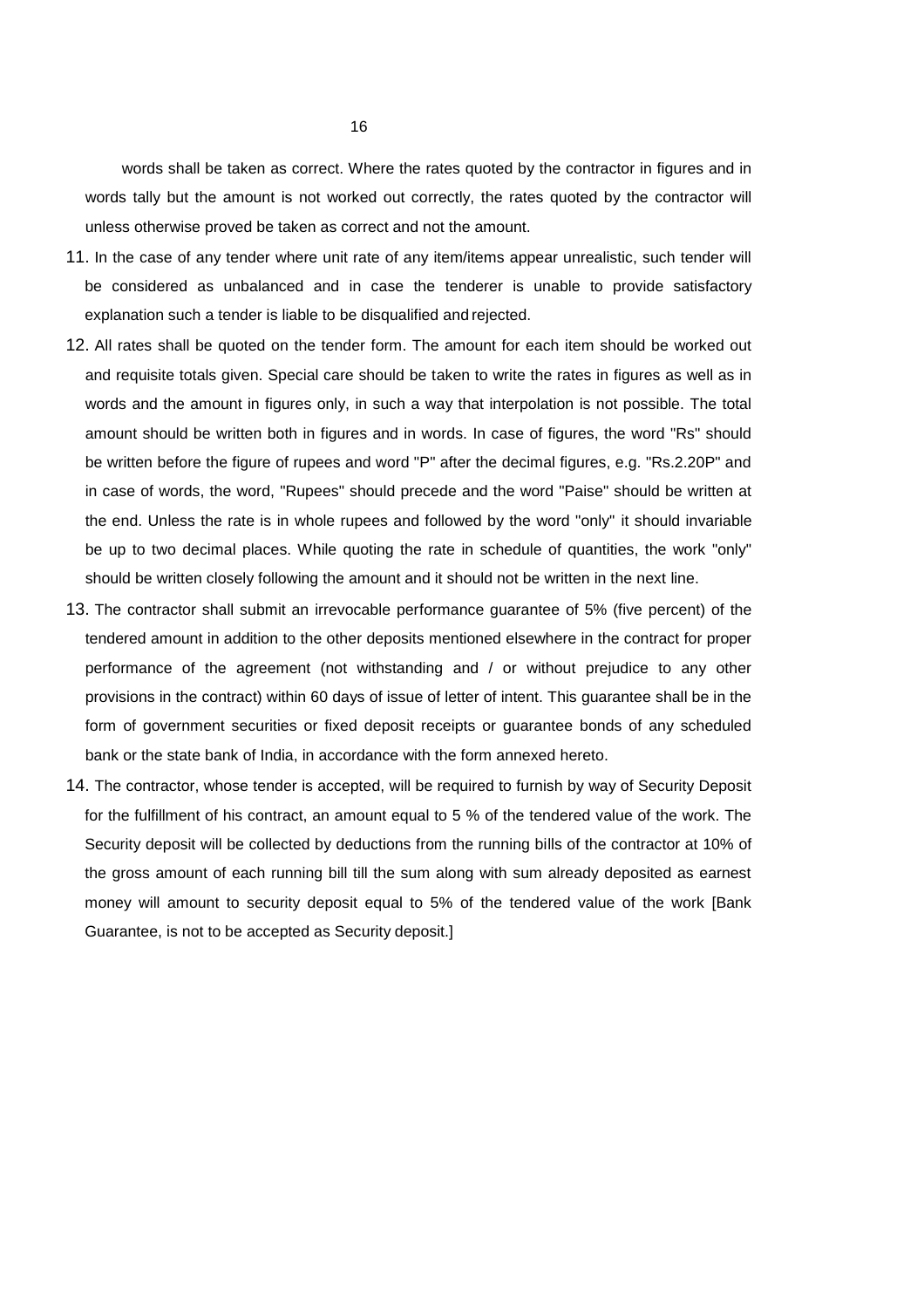words shall be taken as correct. Where the rates quoted by the contractor in figures and in words tally but the amount is not worked out correctly, the rates quoted by the contractor will unless otherwise proved be taken as correct and not the amount.

11. In the case of any tender where unit rate of any item/items appear unrealistic, such tender will be considered as unbalanced and in case the tenderer is unable to provide satisfactory explanation such a tender is liable to be disqualified and rejected.

12. All rates shall be quoted on the tender form. The amount for each item should be worked out and requisite totals given. Special care should be taken to write the rates in figures as well as in words and the amount in figures only, in such a way that interpolation is not possible. The total amount should be written both in figures and in words. In case of figures, the word "Rs" should be written before the figure of rupees and word "P" after the decimal figures, e.g. "Rs.2.20P" and in case of words, the word, "Rupees" should precede and the word "Paise" should be written at the end. Unless the rate is in whole rupees and followed by the word "only" it should invariable be up to two decimal places. While quoting the rate in schedule of quantities, the work "only" should be written closely following the amount and it should not be written in the next line.

13. The contractor shall submit an irrevocable performance guarantee of 5% (five percent) of the tendered amount in addition to the other deposits mentioned elsewhere in the contract for proper performance of the agreement (not withstanding and / or without prejudice to any other provisions in the contract) within 60 days of issue of letter of intent. This guarantee shall be in the form of government securities or fixed deposit receipts or guarantee bonds of any scheduled bank or the state bank of India, in accordance with the form annexed hereto.

14. The contractor, whose tender is accepted, will be required to furnish by way of Security Deposit for the fulfillment of his contract, an amount equal to 5 % of the tendered value of the work. The Security deposit will be collected by deductions from the running bills of the contractor at 10% of the gross amount of each running bill till the sum along with sum already deposited as earnest money will amount to security deposit equal to 5% of the tendered value of the work [Bank Guarantee, is not to be accepted as Security deposit.]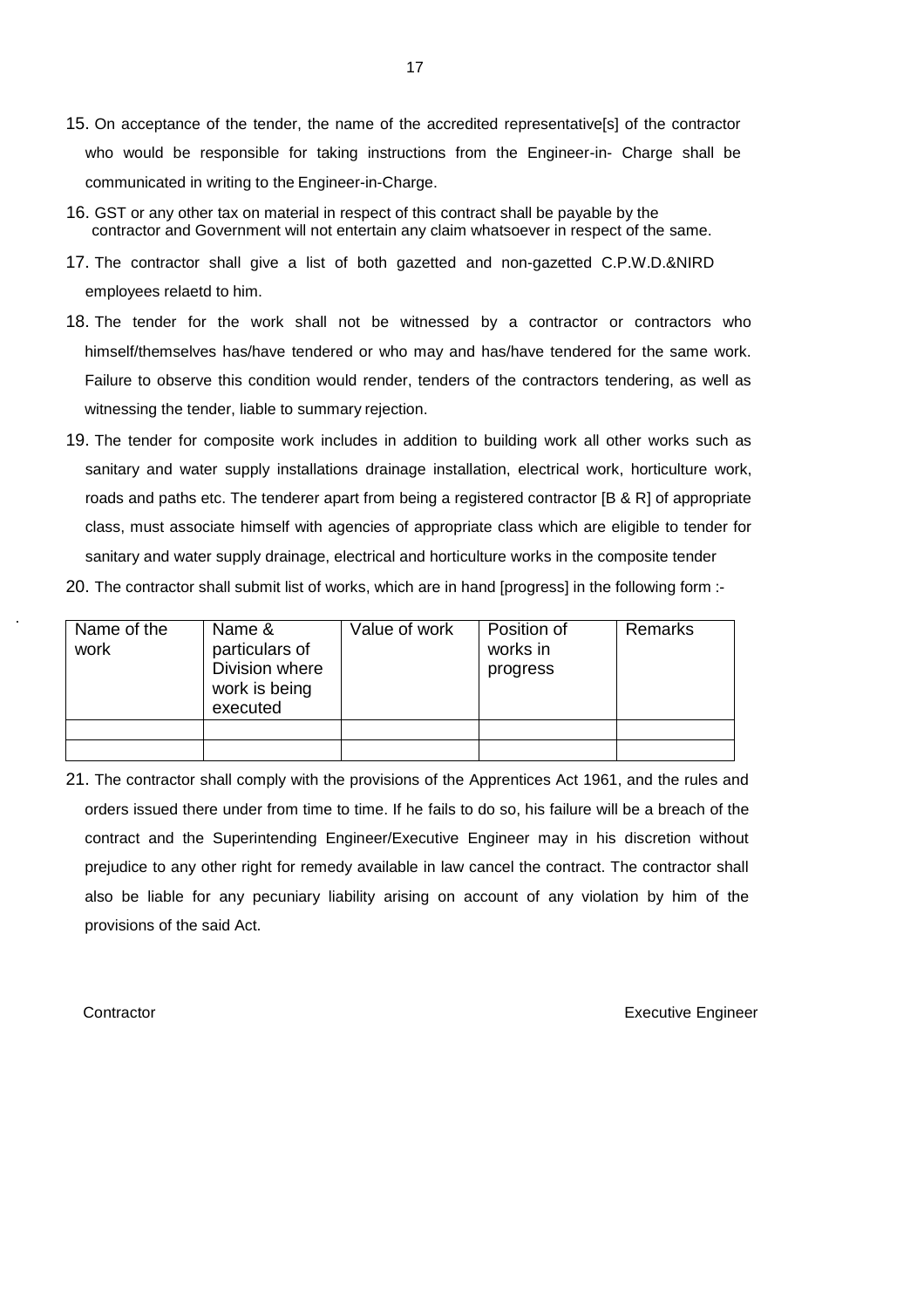15. On acceptance of the tender, the name of the accredited representative[s] of the contractor who would be responsible for taking instructions from the Engineer-in- Charge shall be communicated in writing to the Engineer-in-Charge.

16. GST or any other tax on material in respect of this contract shall be payable by the contractor and Government will not entertain any claim whatsoever in respect of the same.

17. The contractor shall give a list of both gazetted and non-gazetted C.P.W.D.&NIRD employees relaetd to him.

18. The tender for the work shall not be witnessed by a contractor or contractors who himself/themselves has/have tendered or who may and has/have tendered for the same work. Failure to observe this condition would render, tenders of the contractors tendering, as well as witnessing the tender, liable to summary rejection.

19. The tender for composite work includes in addition to building work all other works such as sanitary and water supply installations drainage installation, electrical work, horticulture work, roads and paths etc. The tenderer apart from being a registered contractor [B & R] of appropriate class, must associate himself with agencies of appropriate class which are eligible to tender for sanitary and water supply drainage, electrical and horticulture works in the composite tender

20. The contractor shall submit list of works, which are in hand [progress] in the following form :-

| Name of the work | Name & particulars of Division where work is being executed | Value of work | Position of works in progress | Remarks |
|---|---|---|---|---|
| | | | | |
| | | | | |

21. The contractor shall comply with the provisions of the Apprentices Act 1961, and the rules and orders issued there under from time to time. If he fails to do so, his failure will be a breach of the contract and the Superintending Engineer/Executive Engineer may in his discretion without prejudice to any other right for remedy available in law cancel the contract. The contractor shall also be liable for any pecuniary liability arising on account of any violation by him of the provisions of the said Act.

Contractor　　　　　　　　　　　　　　　　　　　　　　　　Executive Engineer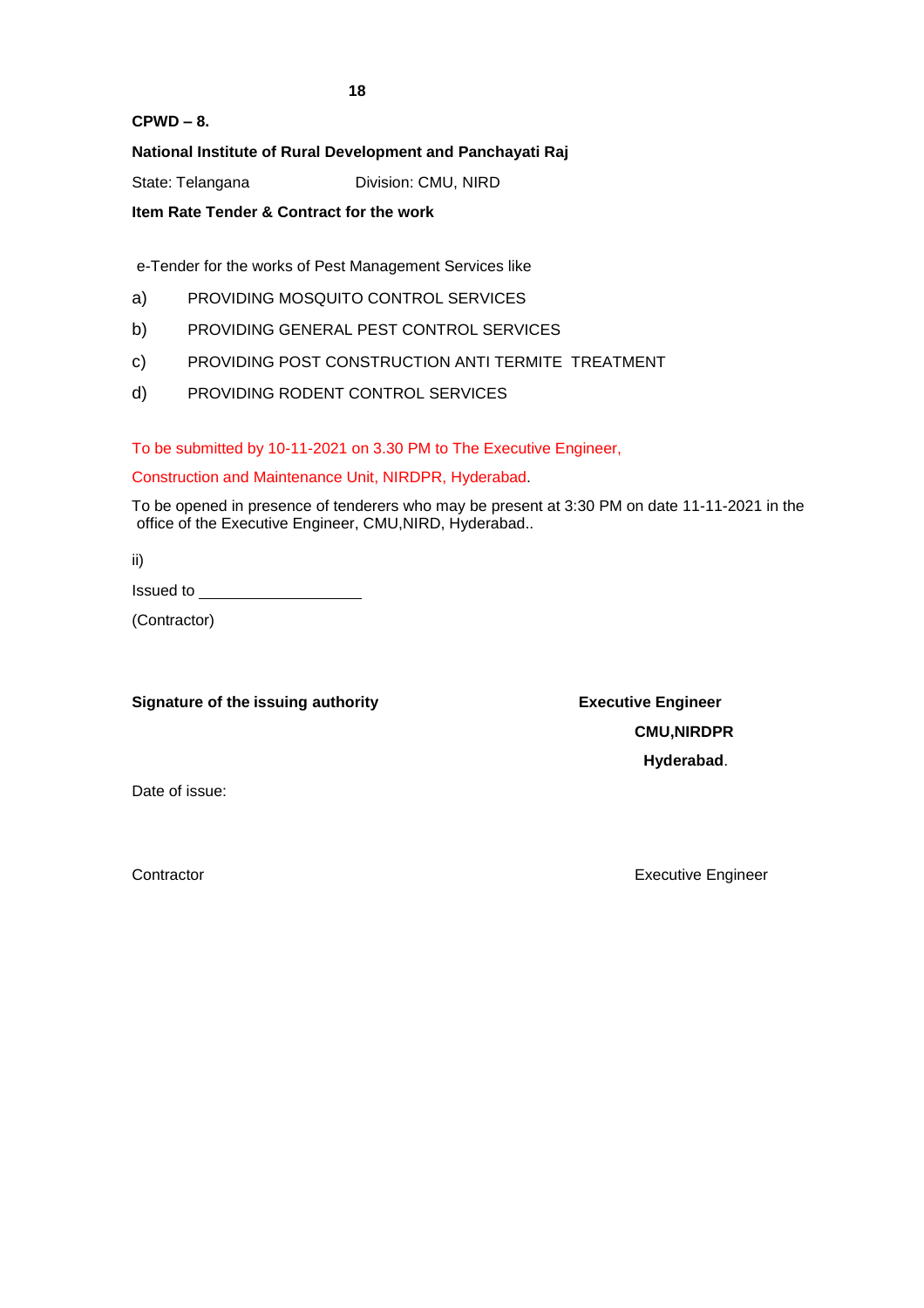**CPWD – 8.**

**National Institute of Rural Development and Panchayati Raj**

State: Telangana Division: CMU, NIRD

**Item Rate Tender & Contract for the work**

e-Tender for the works of Pest Management Services like

a) PROVIDING MOSQUITO CONTROL SERVICES

b) PROVIDING GENERAL PEST CONTROL SERVICES

c) PROVIDING POST CONSTRUCTION ANTI TERMITE TREATMENT

d) PROVIDING RODENT CONTROL SERVICES

To be submitted by 10-11-2021 on 3.30 PM to The Executive Engineer,

Construction and Maintenance Unit, NIRDPR, Hyderabad.

To be opened in presence of tenderers who may be present at 3:30 PM on date 11-11-2021 in the office of the Executive Engineer, CMU,NIRD, Hyderabad..

ii)

Issued to ____________________

(Contractor)

**Signature of the issuing authority** **Executive Engineer**

**CMU,NIRDPR**

**Hyderabad**.

Date of issue:

Contractor Executive Engineer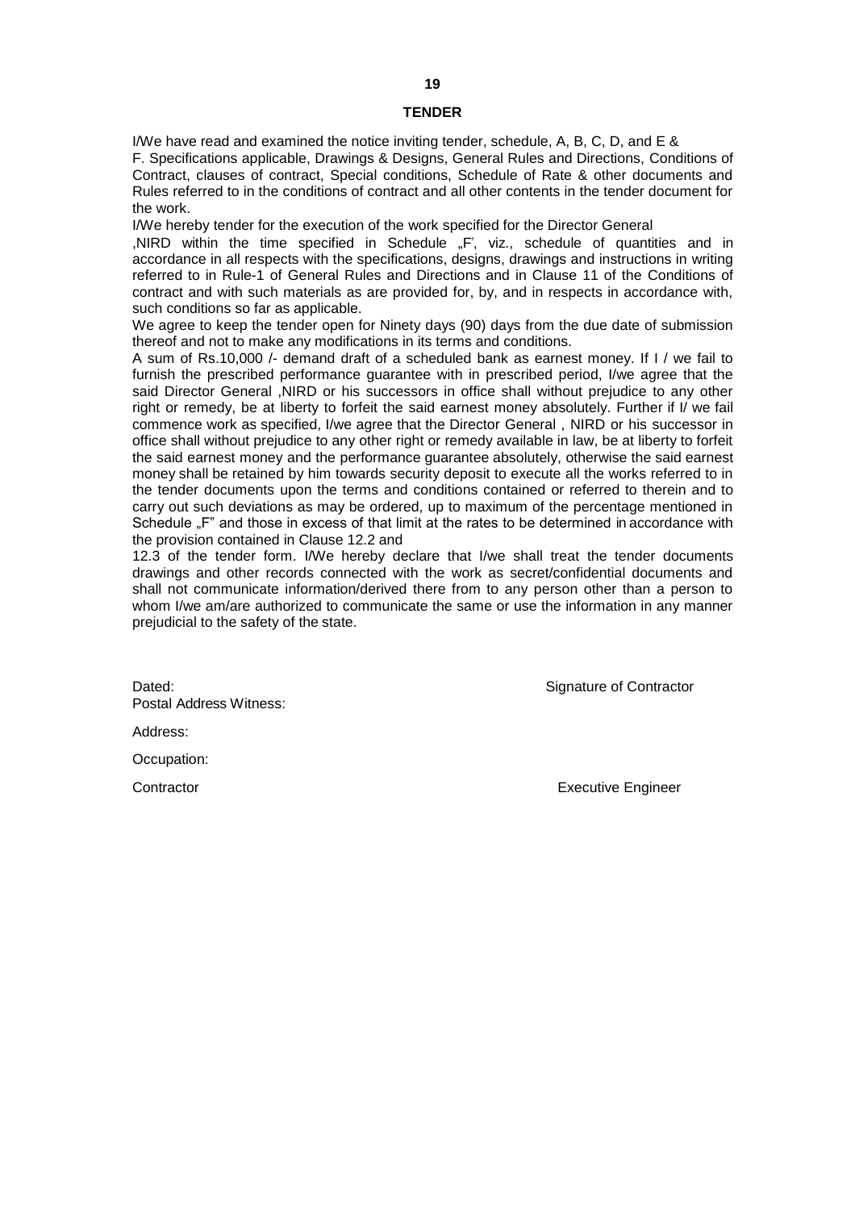# TENDER

I/We have read and examined the notice inviting tender, schedule, A, B, C, D, and E & F. Specifications applicable, Drawings & Designs, General Rules and Directions, Conditions of Contract, clauses of contract, Special conditions, Schedule of Rate & other documents and Rules referred to in the conditions of contract and all other contents in the tender document for the work.

I/We hereby tender for the execution of the work specified for the Director General ,NIRD within the time specified in Schedule „F', viz., schedule of quantities and in accordance in all respects with the specifications, designs, drawings and instructions in writing referred to in Rule-1 of General Rules and Directions and in Clause 11 of the Conditions of contract and with such materials as are provided for, by, and in respects in accordance with, such conditions so far as applicable.

We agree to keep the tender open for Ninety days (90) days from the due date of submission thereof and not to make any modifications in its terms and conditions.

A sum of Rs.10,000 /- demand draft of a scheduled bank as earnest money. If I / we fail to furnish the prescribed performance guarantee with in prescribed period, I/we agree that the said Director General ,NIRD or his successors in office shall without prejudice to any other right or remedy, be at liberty to forfeit the said earnest money absolutely. Further if I/ we fail commence work as specified, I/we agree that the Director General , NIRD or his successor in office shall without prejudice to any other right or remedy available in law, be at liberty to forfeit the said earnest money and the performance guarantee absolutely, otherwise the said earnest money shall be retained by him towards security deposit to execute all the works referred to in the tender documents upon the terms and conditions contained or referred to therein and to carry out such deviations as may be ordered, up to maximum of the percentage mentioned in Schedule „F" and those in excess of that limit at the rates to be determined in accordance with the provision contained in Clause 12.2 and

12.3 of the tender form. I/We hereby declare that I/we shall treat the tender documents drawings and other records connected with the work as secret/confidential documents and shall not communicate information/derived there from to any person other than a person to whom I/we am/are authorized to communicate the same or use the information in any manner prejudicial to the safety of the state.

Dated: Signature of Contractor

Postal Address Witness:

Address:

Occupation:

Contractor Executive Engineer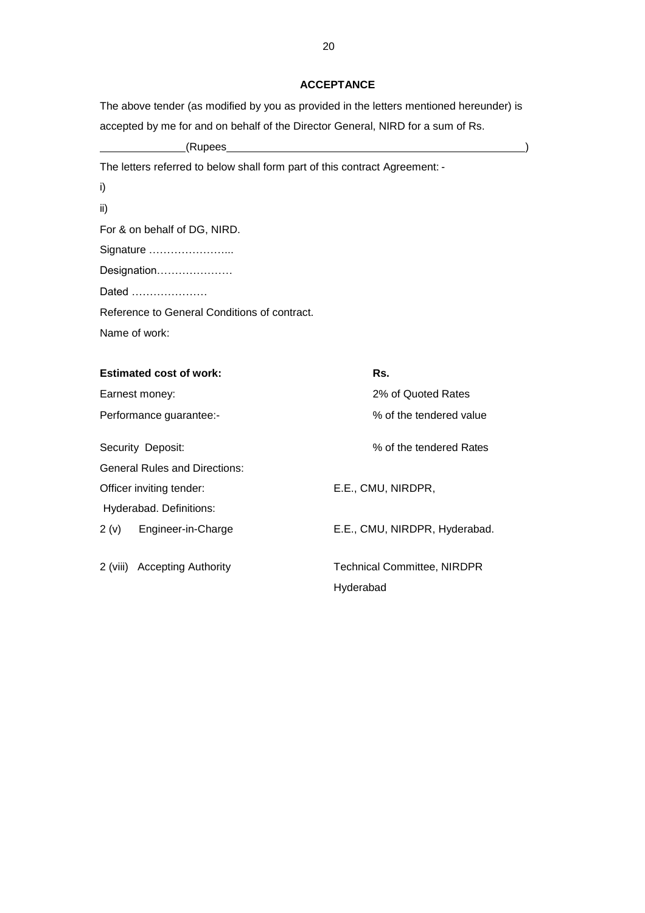## ACCEPTANCE

The above tender (as modified by you as provided in the letters mentioned hereunder) is accepted by me for and on behalf of the Director General, NIRD for a sum of Rs.

______________(Rupees__________________________________________________)

The letters referred to below shall form part of this contract Agreement: -

i)

ii)

For & on behalf of DG, NIRD.

Signature …………………...

Designation…………………

Dated …………………

Reference to General Conditions of contract.

Name of work:

| | |
|---|---|
| **Estimated cost of work:** | **Rs.** |
| Earnest money: | 2% of Quoted Rates |
| Performance guarantee:- | % of the tendered value |
| Security Deposit: | % of the tendered Rates |
| General Rules and Directions: | |
| Officer inviting tender: | E.E., CMU, NIRDPR, |
| Hyderabad. Definitions: | |
| 2 (v) Engineer-in-Charge | E.E., CMU, NIRDPR, Hyderabad. |
| 2 (viii) Accepting Authority | Technical Committee, NIRDPR Hyderabad |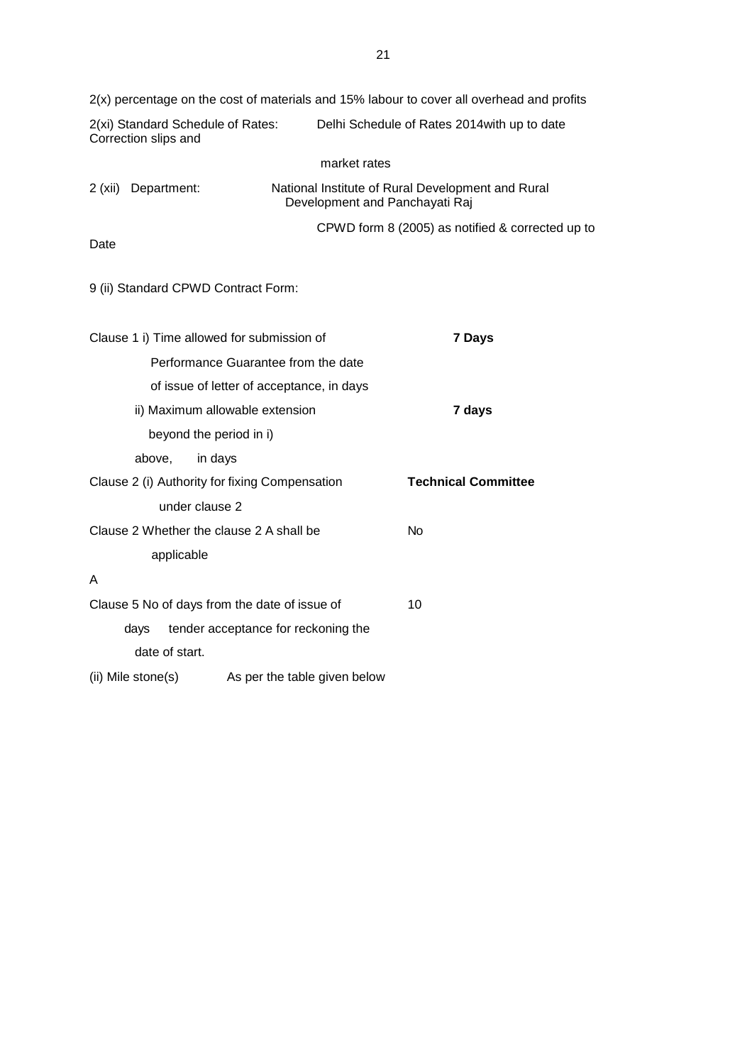2(x) percentage on the cost of materials and 15% labour to cover all overhead and profits

2(xi) Standard Schedule of Rates: Delhi Schedule of Rates 2014with up to date Correction slips and market rates

2 (xii) Department: National Institute of Rural Development and Rural Development and Panchayati Raj

9 (ii) Standard CPWD Contract Form: CPWD form 8 (2005) as notified & corrected up to Date

| | |
|---|---|
| Clause 1 i) Time allowed for submission of Performance Guarantee from the date of issue of letter of acceptance, in days | **7 Days** |
| ii) Maximum allowable extension beyond the period in i) above, in days | **7 days** |
| Clause 2 (i) Authority for fixing Compensation under clause 2 | **Technical Committee** |
| Clause 2 A Whether the clause 2 A shall be applicable | No |
| Clause 5 No of days from the date of issue of tender acceptance for reckoning the date of start. | 10 days |

(ii) Mile stone(s) As per the table given below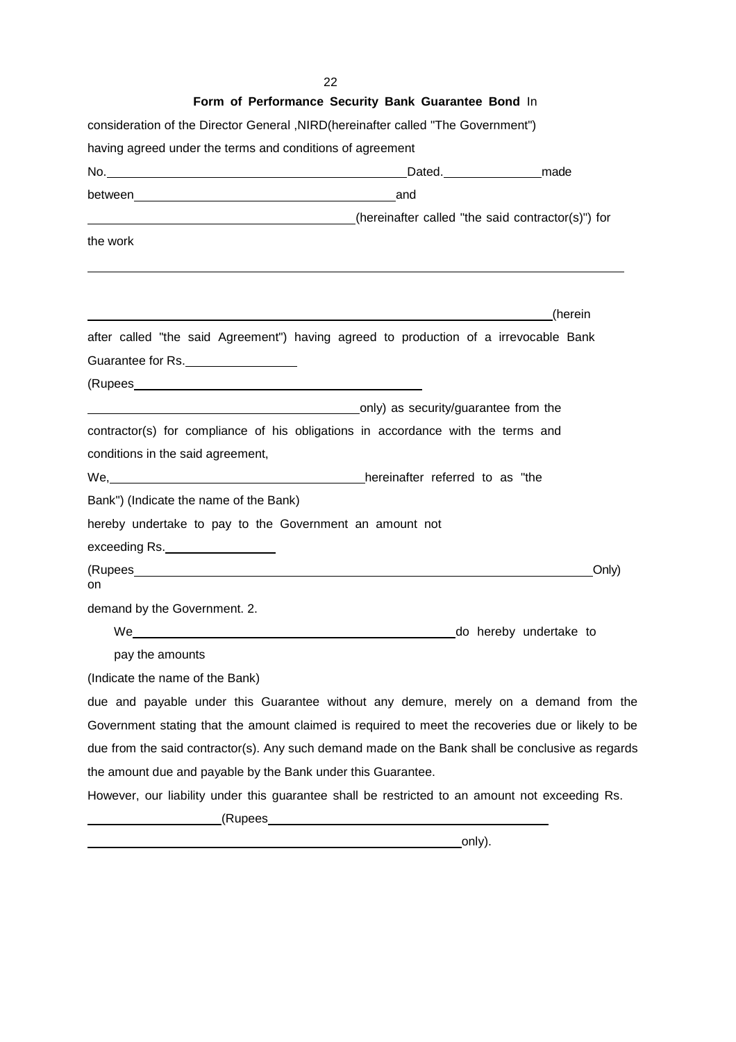**Form of Performance Security Bank Guarantee Bond** In consideration of the Director General ,NIRD(hereinafter called "The Government") having agreed under the terms and conditions of agreement No.\_\_\_\_\_\_\_\_\_\_\_\_\_\_\_\_\_\_\_\_\_\_\_\_\_\_\_\_\_\_Dated.\_\_\_\_\_\_\_\_\_\_made between\_\_\_\_\_\_\_\_\_\_\_\_\_\_\_\_\_\_\_\_\_\_\_\_\_\_\_and \_\_\_\_\_\_\_\_\_\_\_\_\_\_\_\_\_\_\_\_\_\_\_\_\_\_\_(hereinafter called "the said contractor(s)") for the work

\_\_\_\_\_\_\_\_\_\_\_\_\_\_\_\_\_\_\_\_\_\_\_\_\_\_\_\_\_\_\_\_\_\_\_\_\_\_\_\_\_\_\_\_\_\_\_\_\_\_\_\_\_\_\_\_\_\_\_\_

\_\_\_\_\_\_\_\_\_\_\_\_\_\_\_\_\_\_\_\_\_\_\_\_\_\_\_\_\_\_\_\_\_\_\_\_\_\_\_\_\_\_\_\_\_\_\_\_\_\_\_\_(herein after called "the said Agreement") having agreed to production of a irrevocable Bank Guarantee for Rs.\_\_\_\_\_\_\_\_\_\_\_\_

(Rupees\_\_\_\_\_\_\_\_\_\_\_\_\_\_\_\_\_\_\_\_\_\_\_\_\_\_\_\_\_\_\_\_

\_\_\_\_\_\_\_\_\_\_\_\_\_\_\_\_\_\_\_\_\_\_\_\_\_\_\_\_only) as security/guarantee from the contractor(s) for compliance of his obligations in accordance with the terms and conditions in the said agreement,

We,\_\_\_\_\_\_\_\_\_\_\_\_\_\_\_\_\_\_\_\_\_\_\_\_\_\_\_\_hereinafter referred to as "the Bank") (Indicate the name of the Bank)

hereby undertake to pay to the Government an amount not exceeding Rs.\_\_\_\_\_\_\_\_\_\_\_\_

(Rupees\_\_\_\_\_\_\_\_\_\_\_\_\_\_\_\_\_\_\_\_\_\_\_\_\_\_\_\_\_\_\_\_\_\_\_\_\_\_\_\_\_\_\_\_\_\_\_\_\_\_Only) on demand by the Government. 2.

We\_\_\_\_\_\_\_\_\_\_\_\_\_\_\_\_\_\_\_\_\_\_\_\_\_\_\_\_\_\_\_\_\_\_\_\_do hereby undertake to pay the amounts

(Indicate the name of the Bank)

due and payable under this Guarantee without any demure, merely on a demand from the Government stating that the amount claimed is required to meet the recoveries due or likely to be due from the said contractor(s). Any such demand made on the Bank shall be conclusive as regards the amount due and payable by the Bank under this Guarantee.

However, our liability under this guarantee shall be restricted to an amount not exceeding Rs. \_\_\_\_\_\_\_\_\_\_\_\_\_\_(Rupees\_\_\_\_\_\_\_\_\_\_\_\_\_\_\_\_\_\_\_\_\_\_\_\_\_\_\_\_\_\_\_\_

\_\_\_\_\_\_\_\_\_\_\_\_\_\_\_\_\_\_\_\_\_\_\_\_\_\_\_\_\_\_\_\_\_\_\_\_\_\_\_\_only).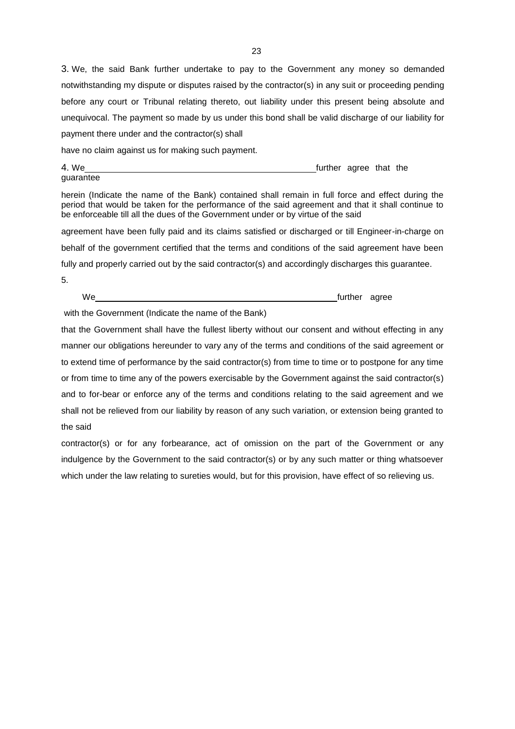3. We, the said Bank further undertake to pay to the Government any money so demanded notwithstanding my dispute or disputes raised by the contractor(s) in any suit or proceeding pending before any court or Tribunal relating thereto, out liability under this present being absolute and unequivocal. The payment so made by us under this bond shall be valid discharge of our liability for payment there under and the contractor(s) shall

have no claim against us for making such payment.

4. We\_\_\_\_\_\_\_\_\_\_\_\_\_\_\_\_\_\_\_\_\_\_\_\_\_\_\_\_\_\_\_\_\_\_\_\_\_\_\_\_\_\_\_\_\_\_\_\_ further agree that the guarantee

herein (Indicate the name of the Bank) contained shall remain in full force and effect during the period that would be taken for the performance of the said agreement and that it shall continue to be enforceable till all the dues of the Government under or by virtue of the said

agreement have been fully paid and its claims satisfied or discharged or till Engineer-in-charge on behalf of the government certified that the terms and conditions of the said agreement have been fully and properly carried out by the said contractor(s) and accordingly discharges this guarantee.

5.

We\_\_\_\_\_\_\_\_\_\_\_\_\_\_\_\_\_\_\_\_\_\_\_\_\_\_\_\_\_\_\_\_\_\_\_\_\_\_\_\_\_\_\_\_\_\_\_\_\_\_\_\_ further agree

with the Government (Indicate the name of the Bank)

that the Government shall have the fullest liberty without our consent and without effecting in any manner our obligations hereunder to vary any of the terms and conditions of the said agreement or to extend time of performance by the said contractor(s) from time to time or to postpone for any time or from time to time any of the powers exercisable by the Government against the said contractor(s) and to for-bear or enforce any of the terms and conditions relating to the said agreement and we shall not be relieved from our liability by reason of any such variation, or extension being granted to the said

contractor(s) or for any forbearance, act of omission on the part of the Government or any indulgence by the Government to the said contractor(s) or by any such matter or thing whatsoever which under the law relating to sureties would, but for this provision, have effect of so relieving us.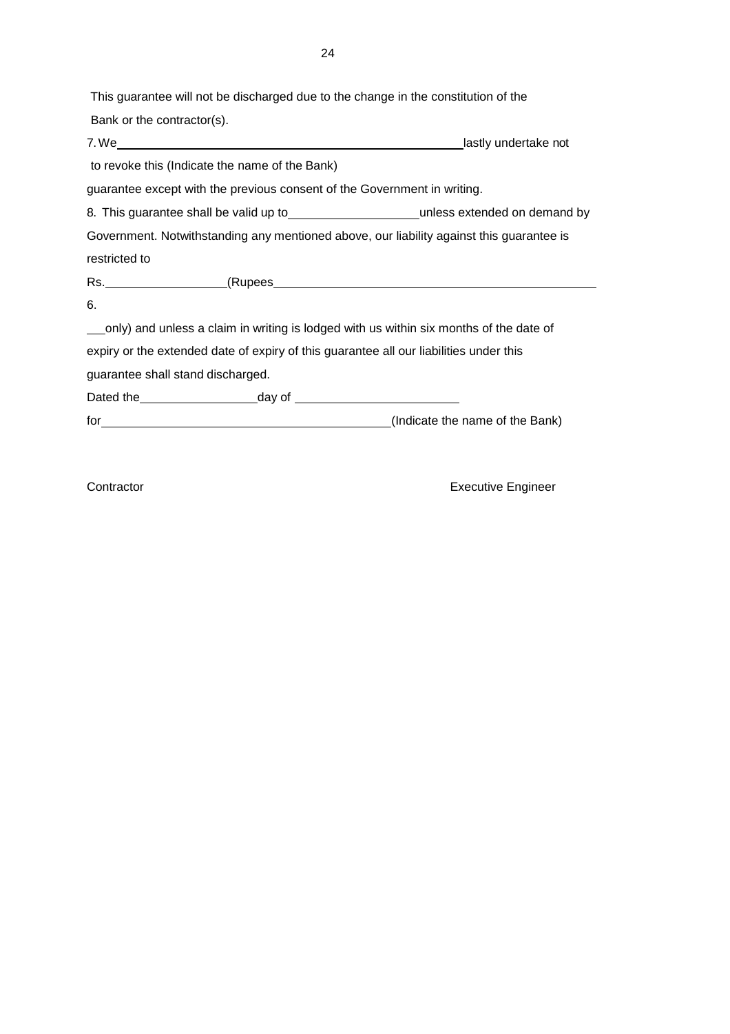This guarantee will not be discharged due to the change in the constitution of the Bank or the contractor(s).

7. We ________________________________________________ lastly undertake not to revoke this (Indicate the name of the Bank)

guarantee except with the previous consent of the Government in writing.

8. This guarantee shall be valid up to __________________ unless extended on demand by Government. Notwithstanding any mentioned above, our liability against this guarantee is restricted to

Rs. ________________ (Rupees ____________________________________________

6.

___only) and unless a claim in writing is lodged with us within six months of the date of expiry or the extended date of expiry of this guarantee all our liabilities under this guarantee shall stand discharged.

Dated the ________________ day of _______________________

for ________________________________________ (Indicate the name of the Bank)

Contractor Executive Engineer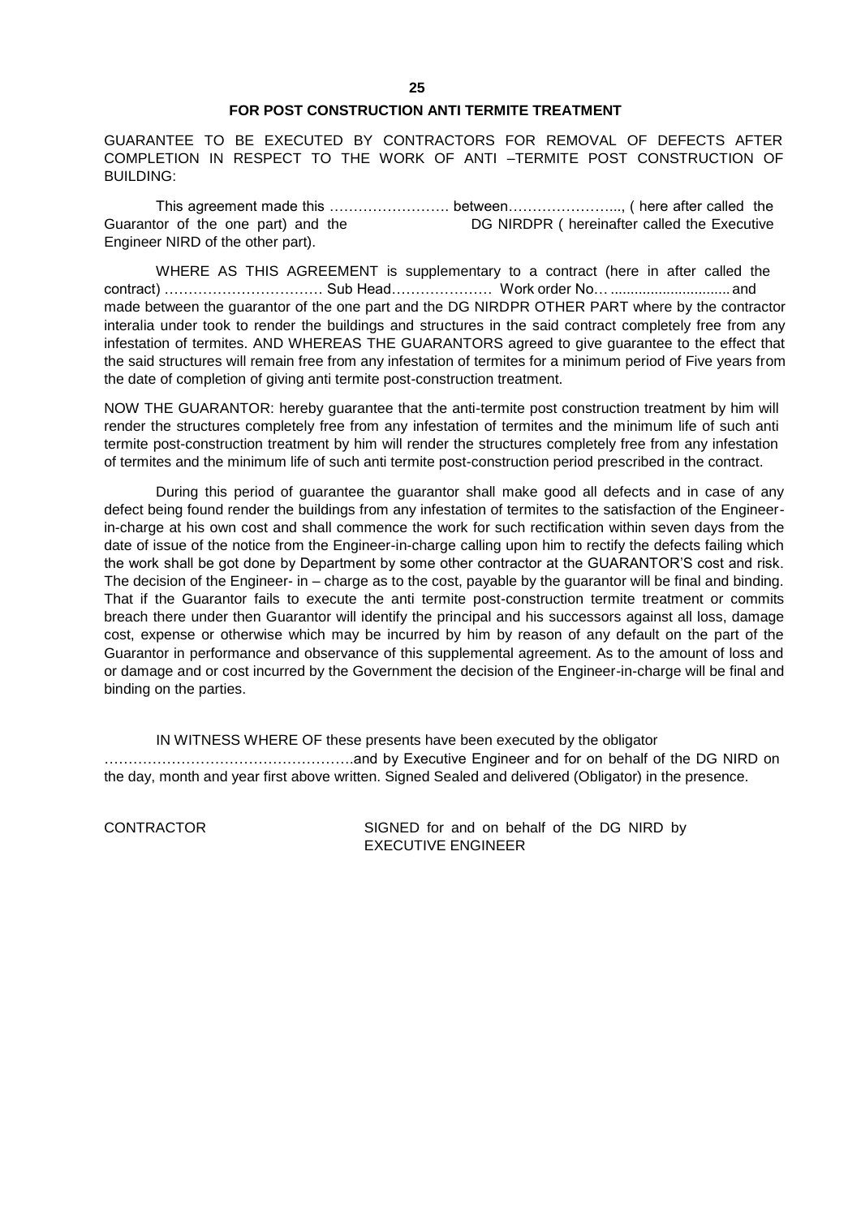## FOR POST CONSTRUCTION ANTI TERMITE TREATMENT

GUARANTEE TO BE EXECUTED BY CONTRACTORS FOR REMOVAL OF DEFECTS AFTER COMPLETION IN RESPECT TO THE WORK OF ANTI –TERMITE POST CONSTRUCTION OF BUILDING:

This agreement made this ……………………. between…………………..., ( here after called the Guarantor of the one part) and the DG NIRDPR ( hereinafter called the Executive Engineer NIRD of the other part).

WHERE AS THIS AGREEMENT is supplementary to a contract (here in after called the contract) …………………………… Sub Head………………… Work order No… ............................. and made between the guarantor of the one part and the DG NIRDPR OTHER PART where by the contractor interalia under took to render the buildings and structures in the said contract completely free from any infestation of termites. AND WHEREAS THE GUARANTORS agreed to give guarantee to the effect that the said structures will remain free from any infestation of termites for a minimum period of Five years from the date of completion of giving anti termite post-construction treatment.

NOW THE GUARANTOR: hereby guarantee that the anti-termite post construction treatment by him will render the structures completely free from any infestation of termites and the minimum life of such anti termite post-construction treatment by him will render the structures completely free from any infestation of termites and the minimum life of such anti termite post-construction period prescribed in the contract.

During this period of guarantee the guarantor shall make good all defects and in case of any defect being found render the buildings from any infestation of termites to the satisfaction of the Engineer-in-charge at his own cost and shall commence the work for such rectification within seven days from the date of issue of the notice from the Engineer-in-charge calling upon him to rectify the defects failing which the work shall be got done by Department by some other contractor at the GUARANTOR'S cost and risk. The decision of the Engineer- in – charge as to the cost, payable by the guarantor will be final and binding. That if the Guarantor fails to execute the anti termite post-construction termite treatment or commits breach there under then Guarantor will identify the principal and his successors against all loss, damage cost, expense or otherwise which may be incurred by him by reason of any default on the part of the Guarantor in performance and observance of this supplemental agreement. As to the amount of loss and or damage and or cost incurred by the Government the decision of the Engineer-in-charge will be final and binding on the parties.

IN WITNESS WHERE OF these presents have been executed by the obligator …………………………………………….and by Executive Engineer and for on behalf of the DG NIRD on the day, month and year first above written. Signed Sealed and delivered (Obligator) in the presence.

CONTRACTOR

SIGNED for and on behalf of the DG NIRD by EXECUTIVE ENGINEER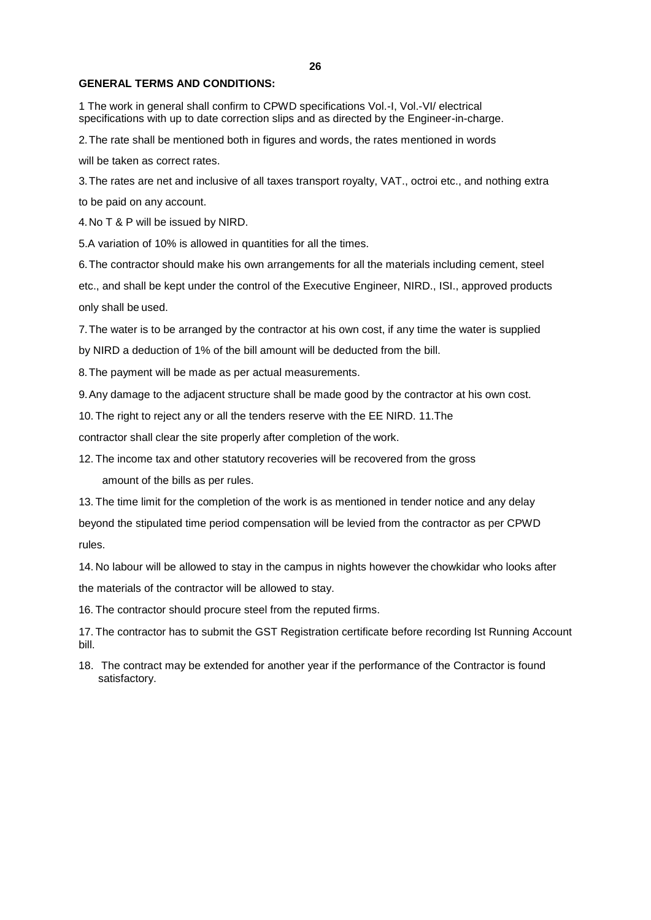**GENERAL TERMS AND CONDITIONS:**

1 The work in general shall confirm to CPWD specifications Vol.-I, Vol.-VI/ electrical specifications with up to date correction slips and as directed by the Engineer-in-charge.

2. The rate shall be mentioned both in figures and words, the rates mentioned in words will be taken as correct rates.

3. The rates are net and inclusive of all taxes transport royalty, VAT., octroi etc., and nothing extra to be paid on any account.

4. No T & P will be issued by NIRD.

5. A variation of 10% is allowed in quantities for all the times.

6. The contractor should make his own arrangements for all the materials including cement, steel etc., and shall be kept under the control of the Executive Engineer, NIRD., ISI., approved products only shall be used.

7. The water is to be arranged by the contractor at his own cost, if any time the water is supplied by NIRD a deduction of 1% of the bill amount will be deducted from the bill.

8. The payment will be made as per actual measurements.

9. Any damage to the adjacent structure shall be made good by the contractor at his own cost.

10. The right to reject any or all the tenders reserve with the EE NIRD. 11.The contractor shall clear the site properly after completion of the work.

12. The income tax and other statutory recoveries will be recovered from the gross amount of the bills as per rules.

13. The time limit for the completion of the work is as mentioned in tender notice and any delay beyond the stipulated time period compensation will be levied from the contractor as per CPWD rules.

14. No labour will be allowed to stay in the campus in nights however the chowkidar who looks after the materials of the contractor will be allowed to stay.

16. The contractor should procure steel from the reputed firms.

17. The contractor has to submit the GST Registration certificate before recording Ist Running Account bill.

18. The contract may be extended for another year if the performance of the Contractor is found satisfactory.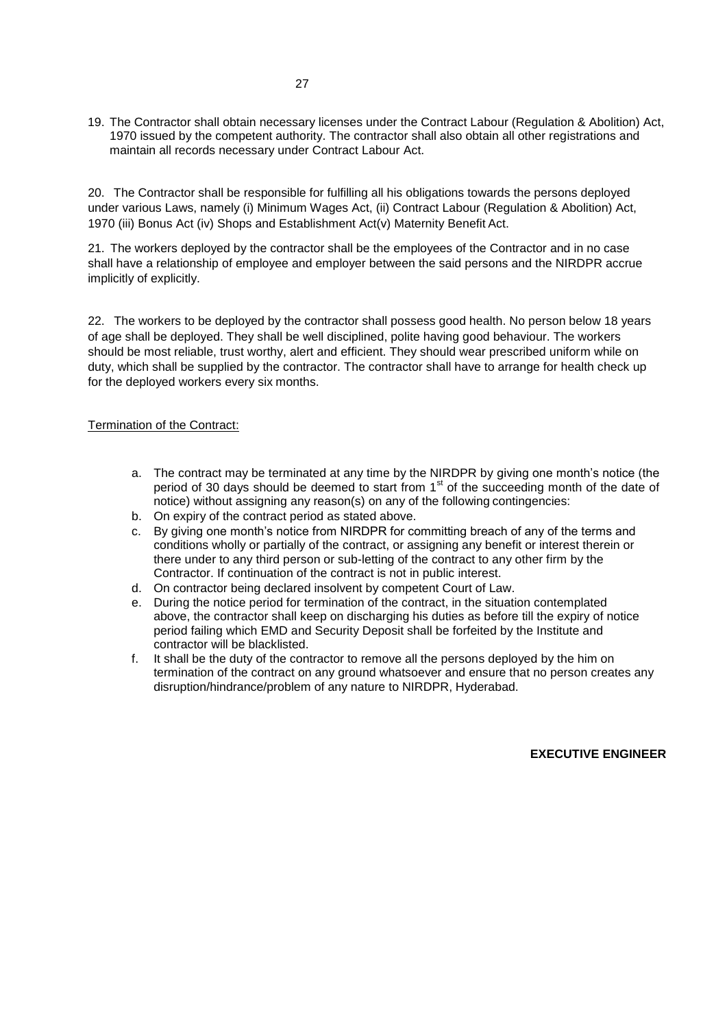19. The Contractor shall obtain necessary licenses under the Contract Labour (Regulation & Abolition) Act, 1970 issued by the competent authority. The contractor shall also obtain all other registrations and maintain all records necessary under Contract Labour Act.

20. The Contractor shall be responsible for fulfilling all his obligations towards the persons deployed under various Laws, namely (i) Minimum Wages Act, (ii) Contract Labour (Regulation & Abolition) Act, 1970 (iii) Bonus Act (iv) Shops and Establishment Act(v) Maternity Benefit Act.

21. The workers deployed by the contractor shall be the employees of the Contractor and in no case shall have a relationship of employee and employer between the said persons and the NIRDPR accrue implicitly of explicitly.

22. The workers to be deployed by the contractor shall possess good health. No person below 18 years of age shall be deployed. They shall be well disciplined, polite having good behaviour. The workers should be most reliable, trust worthy, alert and efficient. They should wear prescribed uniform while on duty, which shall be supplied by the contractor. The contractor shall have to arrange for health check up for the deployed workers every six months.

<u>Termination of the Contract:</u>

a. The contract may be terminated at any time by the NIRDPR by giving one month's notice (the period of 30 days should be deemed to start from 1st of the succeeding month of the date of notice) without assigning any reason(s) on any of the following contingencies:
b. On expiry of the contract period as stated above.
c. By giving one month's notice from NIRDPR for committing breach of any of the terms and conditions wholly or partially of the contract, or assigning any benefit or interest therein or there under to any third person or sub-letting of the contract to any other firm by the Contractor. If continuation of the contract is not in public interest.
d. On contractor being declared insolvent by competent Court of Law.
e. During the notice period for termination of the contract, in the situation contemplated above, the contractor shall keep on discharging his duties as before till the expiry of notice period failing which EMD and Security Deposit shall be forfeited by the Institute and contractor will be blacklisted.
f. It shall be the duty of the contractor to remove all the persons deployed by the him on termination of the contract on any ground whatsoever and ensure that no person creates any disruption/hindrance/problem of any nature to NIRDPR, Hyderabad.

**EXECUTIVE ENGINEER**